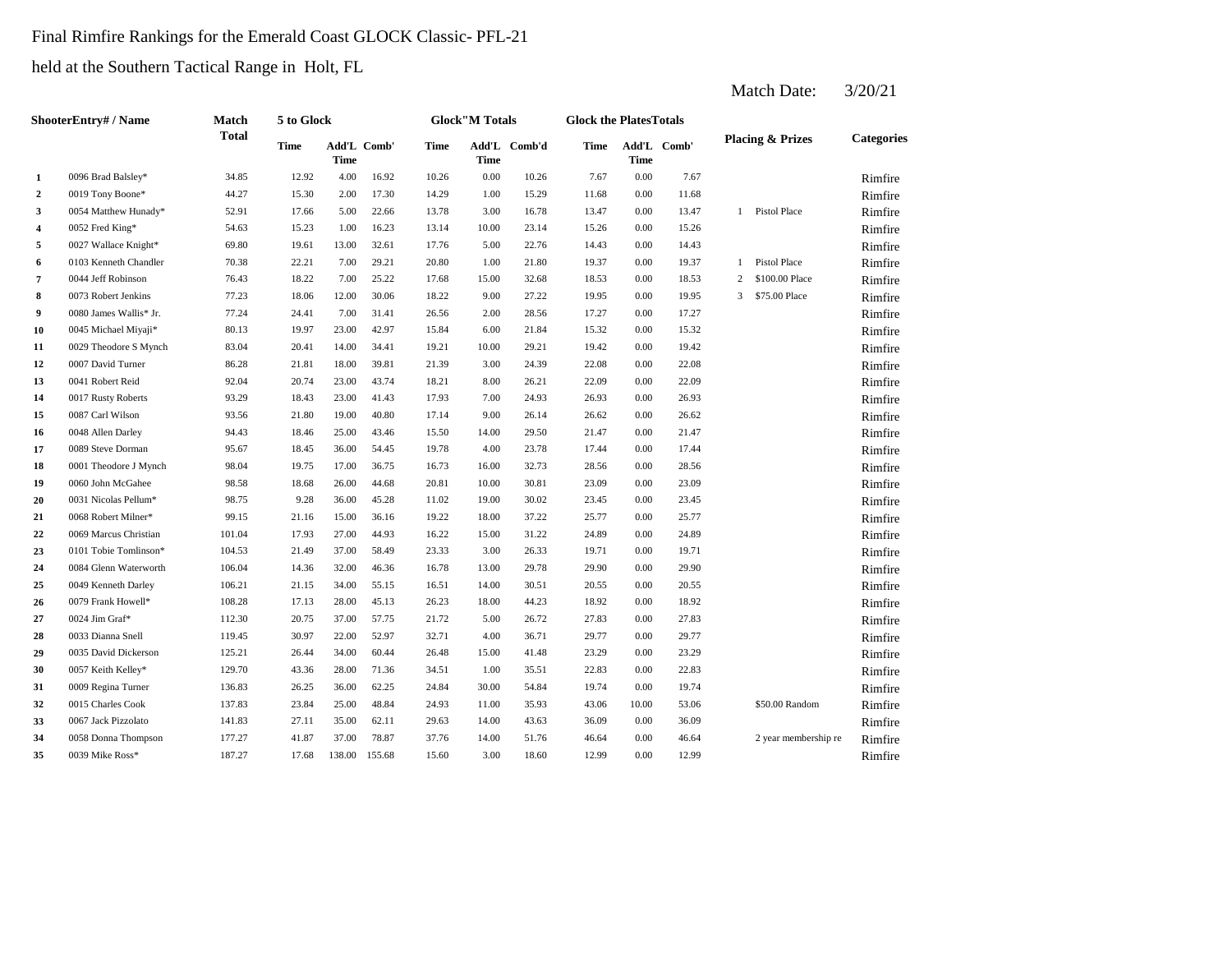Final Rimfire Rankings for the Emerald Coast GLOCK Classic- PFL-21

held at the Southern Tactical Range in Holt, FL

Match Date: 3/20/21

| Shooter | Entry# / Name | Match Total | 5 to Glock | | | Glock"M Totals | | | Glock the Plates Totals | | | Placing & Prizes | | Categories |
|---|---|---|---|---|---|---|---|---|---|---|---|---|---|---|
| | | | Time | Add'L Time | Comb' | Time | Add'L Time | Comb'd | Time | Add'L Time | Comb' | | | |
| 1 | 0096 Brad Balsley* | 34.85 | 12.92 | 4.00 | 16.92 | 10.26 | 0.00 | 10.26 | 7.67 | 0.00 | 7.67 | | | Rimfire |
| 2 | 0019 Tony Boone* | 44.27 | 15.30 | 2.00 | 17.30 | 14.29 | 1.00 | 15.29 | 11.68 | 0.00 | 11.68 | | | Rimfire |
| 3 | 0054 Matthew Hunady* | 52.91 | 17.66 | 5.00 | 22.66 | 13.78 | 3.00 | 16.78 | 13.47 | 0.00 | 13.47 | 1 | Pistol Place | Rimfire |
| 4 | 0052 Fred King* | 54.63 | 15.23 | 1.00 | 16.23 | 13.14 | 10.00 | 23.14 | 15.26 | 0.00 | 15.26 | | | Rimfire |
| 5 | 0027 Wallace Knight* | 69.80 | 19.61 | 13.00 | 32.61 | 17.76 | 5.00 | 22.76 | 14.43 | 0.00 | 14.43 | | | Rimfire |
| 6 | 0103 Kenneth Chandler | 70.38 | 22.21 | 7.00 | 29.21 | 20.80 | 1.00 | 21.80 | 19.37 | 0.00 | 19.37 | 1 | Pistol Place | Rimfire |
| 7 | 0044 Jeff Robinson | 76.43 | 18.22 | 7.00 | 25.22 | 17.68 | 15.00 | 32.68 | 18.53 | 0.00 | 18.53 | 2 | $100.00 Place | Rimfire |
| 8 | 0073 Robert Jenkins | 77.23 | 18.06 | 12.00 | 30.06 | 18.22 | 9.00 | 27.22 | 19.95 | 0.00 | 19.95 | 3 | $75.00 Place | Rimfire |
| 9 | 0080 James Wallis* Jr. | 77.24 | 24.41 | 7.00 | 31.41 | 26.56 | 2.00 | 28.56 | 17.27 | 0.00 | 17.27 | | | Rimfire |
| 10 | 0045 Michael Miyaji* | 80.13 | 19.97 | 23.00 | 42.97 | 15.84 | 6.00 | 21.84 | 15.32 | 0.00 | 15.32 | | | Rimfire |
| 11 | 0029 Theodore S Mynch | 83.04 | 20.41 | 14.00 | 34.41 | 19.21 | 10.00 | 29.21 | 19.42 | 0.00 | 19.42 | | | Rimfire |
| 12 | 0007 David Turner | 86.28 | 21.81 | 18.00 | 39.81 | 21.39 | 3.00 | 24.39 | 22.08 | 0.00 | 22.08 | | | Rimfire |
| 13 | 0041 Robert Reid | 92.04 | 20.74 | 23.00 | 43.74 | 18.21 | 8.00 | 26.21 | 22.09 | 0.00 | 22.09 | | | Rimfire |
| 14 | 0017 Rusty Roberts | 93.29 | 18.43 | 23.00 | 41.43 | 17.93 | 7.00 | 24.93 | 26.93 | 0.00 | 26.93 | | | Rimfire |
| 15 | 0087 Carl Wilson | 93.56 | 21.80 | 19.00 | 40.80 | 17.14 | 9.00 | 26.14 | 26.62 | 0.00 | 26.62 | | | Rimfire |
| 16 | 0048 Allen Darley | 94.43 | 18.46 | 25.00 | 43.46 | 15.50 | 14.00 | 29.50 | 21.47 | 0.00 | 21.47 | | | Rimfire |
| 17 | 0089 Steve Dorman | 95.67 | 18.45 | 36.00 | 54.45 | 19.78 | 4.00 | 23.78 | 17.44 | 0.00 | 17.44 | | | Rimfire |
| 18 | 0001 Theodore J Mynch | 98.04 | 19.75 | 17.00 | 36.75 | 16.73 | 16.00 | 32.73 | 28.56 | 0.00 | 28.56 | | | Rimfire |
| 19 | 0060 John McGahee | 98.58 | 18.68 | 26.00 | 44.68 | 20.81 | 10.00 | 30.81 | 23.09 | 0.00 | 23.09 | | | Rimfire |
| 20 | 0031 Nicolas Pellum* | 98.75 | 9.28 | 36.00 | 45.28 | 11.02 | 19.00 | 30.02 | 23.45 | 0.00 | 23.45 | | | Rimfire |
| 21 | 0068 Robert Milner* | 99.15 | 21.16 | 15.00 | 36.16 | 19.22 | 18.00 | 37.22 | 25.77 | 0.00 | 25.77 | | | Rimfire |
| 22 | 0069 Marcus Christian | 101.04 | 17.93 | 27.00 | 44.93 | 16.22 | 15.00 | 31.22 | 24.89 | 0.00 | 24.89 | | | Rimfire |
| 23 | 0101 Tobie Tomlinson* | 104.53 | 21.49 | 37.00 | 58.49 | 23.33 | 3.00 | 26.33 | 19.71 | 0.00 | 19.71 | | | Rimfire |
| 24 | 0084 Glenn Waterworth | 106.04 | 14.36 | 32.00 | 46.36 | 16.78 | 13.00 | 29.78 | 29.90 | 0.00 | 29.90 | | | Rimfire |
| 25 | 0049 Kenneth Darley | 106.21 | 21.15 | 34.00 | 55.15 | 16.51 | 14.00 | 30.51 | 20.55 | 0.00 | 20.55 | | | Rimfire |
| 26 | 0079 Frank Howell* | 108.28 | 17.13 | 28.00 | 45.13 | 26.23 | 18.00 | 44.23 | 18.92 | 0.00 | 18.92 | | | Rimfire |
| 27 | 0024 Jim Graf* | 112.30 | 20.75 | 37.00 | 57.75 | 21.72 | 5.00 | 26.72 | 27.83 | 0.00 | 27.83 | | | Rimfire |
| 28 | 0033 Dianna Snell | 119.45 | 30.97 | 22.00 | 52.97 | 32.71 | 4.00 | 36.71 | 29.77 | 0.00 | 29.77 | | | Rimfire |
| 29 | 0035 David Dickerson | 125.21 | 26.44 | 34.00 | 60.44 | 26.48 | 15.00 | 41.48 | 23.29 | 0.00 | 23.29 | | | Rimfire |
| 30 | 0057 Keith Kelley* | 129.70 | 43.36 | 28.00 | 71.36 | 34.51 | 1.00 | 35.51 | 22.83 | 0.00 | 22.83 | | | Rimfire |
| 31 | 0009 Regina Turner | 136.83 | 26.25 | 36.00 | 62.25 | 24.84 | 30.00 | 54.84 | 19.74 | 0.00 | 19.74 | | | Rimfire |
| 32 | 0015 Charles Cook | 137.83 | 23.84 | 25.00 | 48.84 | 24.93 | 11.00 | 35.93 | 43.06 | 10.00 | 53.06 | | $50.00 Random | Rimfire |
| 33 | 0067 Jack Pizzolato | 141.83 | 27.11 | 35.00 | 62.11 | 29.63 | 14.00 | 43.63 | 36.09 | 0.00 | 36.09 | | | Rimfire |
| 34 | 0058 Donna Thompson | 177.27 | 41.87 | 37.00 | 78.87 | 37.76 | 14.00 | 51.76 | 46.64 | 0.00 | 46.64 | | 2 year membership re | Rimfire |
| 35 | 0039 Mike Ross* | 187.27 | 17.68 | 138.00 | 155.68 | 15.60 | 3.00 | 18.60 | 12.99 | 0.00 | 12.99 | | | Rimfire |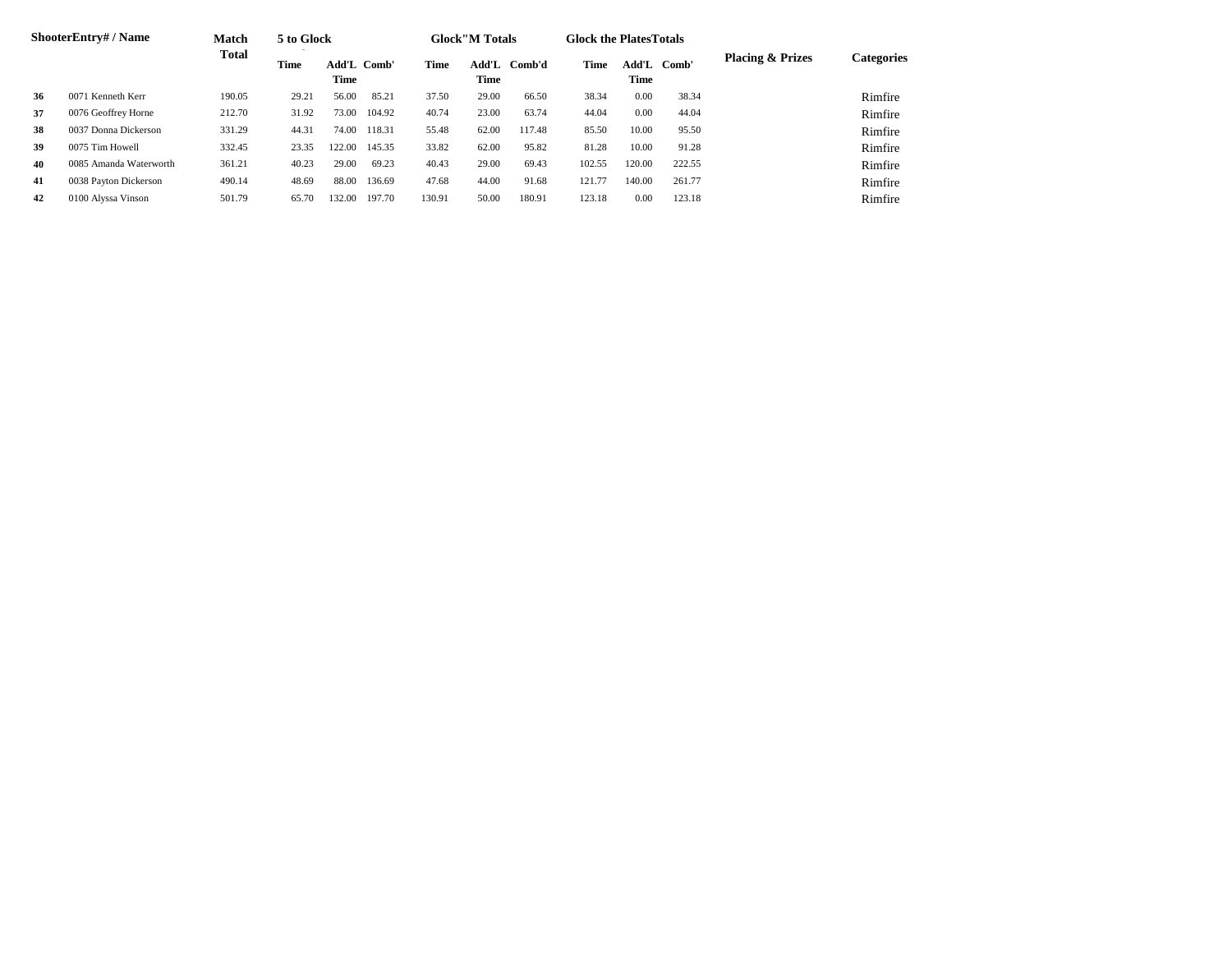| Shooter | Entry# / Name | Match Total | 5 to Glock | | | Glock"M Totals | | | Glock the Plates Totals | | | Placing & Prizes | Categories |
|---|---|---|---|---|---|---|---|---|---|---|---|---|---|
| | | | Time | Add'L Time | Comb' | Time | Add'L Time | Comb'd | Time | Add'L Time | Comb' | | |
| **36** | 0071 Kenneth Kerr | 190.05 | 29.21 | 56.00 | 85.21 | 37.50 | 29.00 | 66.50 | 38.34 | 0.00 | 38.34 | | Rimfire |
| **37** | 0076 Geoffrey Horne | 212.70 | 31.92 | 73.00 | 104.92 | 40.74 | 23.00 | 63.74 | 44.04 | 0.00 | 44.04 | | Rimfire |
| **38** | 0037 Donna Dickerson | 331.29 | 44.31 | 74.00 | 118.31 | 55.48 | 62.00 | 117.48 | 85.50 | 10.00 | 95.50 | | Rimfire |
| **39** | 0075 Tim Howell | 332.45 | 23.35 | 122.00 | 145.35 | 33.82 | 62.00 | 95.82 | 81.28 | 10.00 | 91.28 | | Rimfire |
| **40** | 0085 Amanda Waterworth | 361.21 | 40.23 | 29.00 | 69.23 | 40.43 | 29.00 | 69.43 | 102.55 | 120.00 | 222.55 | | Rimfire |
| **41** | 0038 Payton Dickerson | 490.14 | 48.69 | 88.00 | 136.69 | 47.68 | 44.00 | 91.68 | 121.77 | 140.00 | 261.77 | | Rimfire |
| **42** | 0100 Alyssa Vinson | 501.79 | 65.70 | 132.00 | 197.70 | 130.91 | 50.00 | 180.91 | 123.18 | 0.00 | 123.18 | | Rimfire |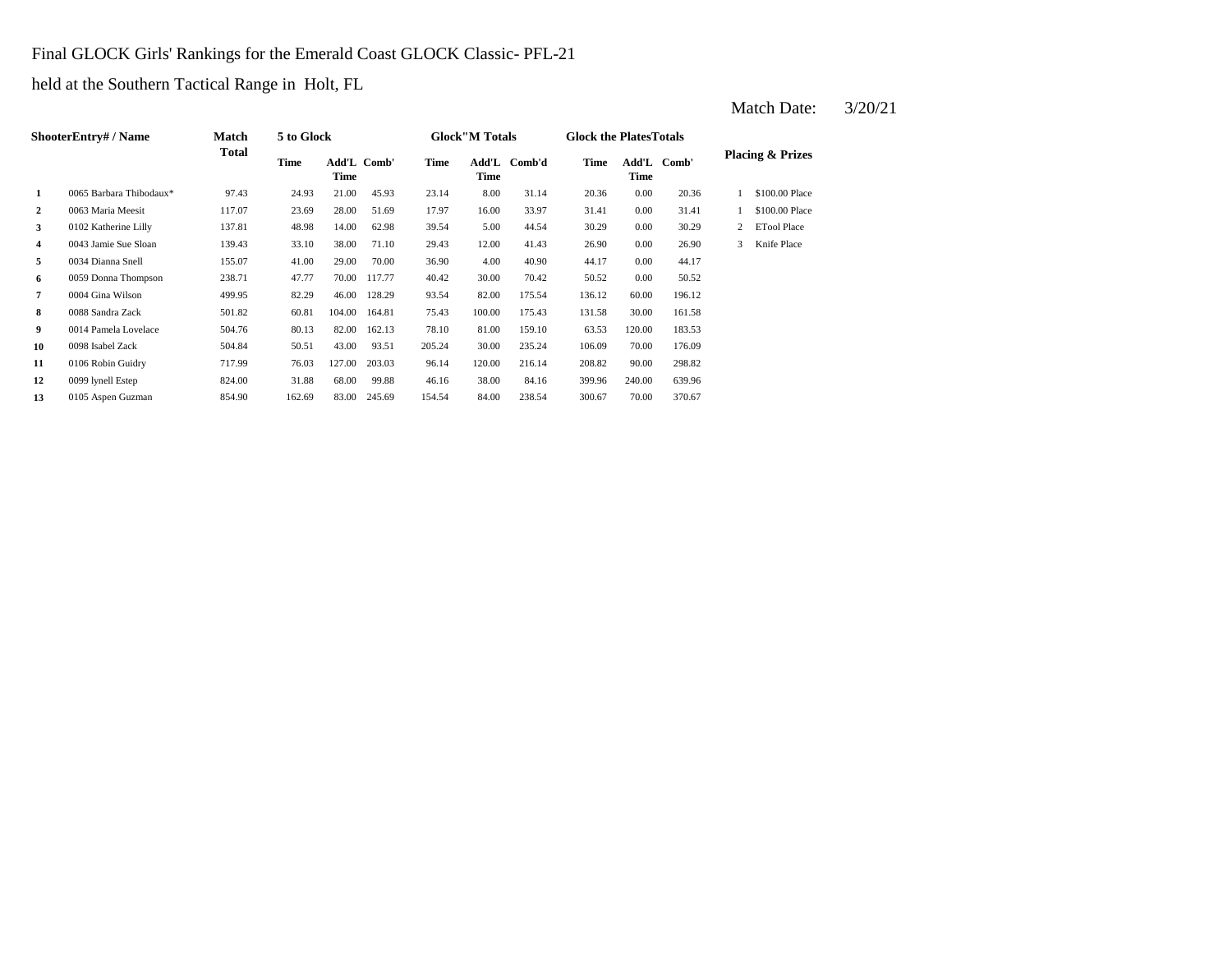Final GLOCK Girls' Rankings for the Emerald Coast GLOCK Classic- PFL-21

held at the Southern Tactical Range in Holt, FL

Match Date: 3/20/21

| ShooterEntry# / Name | | Match Total | 5 to Glock | | | Glock"M Totals | | | Glock the PlatesTotals | | | Placing & Prizes | |
|---|---|---|---|---|---|---|---|---|---|---|---|---|---|
| | | | Time | Add'L Time | Comb' | Time | Add'L Time | Comb'd | Time | Add'L Time | Comb' | | |
| 1 | 0065 Barbara Thibodaux* | 97.43 | 24.93 | 21.00 | 45.93 | 23.14 | 8.00 | 31.14 | 20.36 | 0.00 | 20.36 | 1 | $100.00 Place |
| 2 | 0063 Maria Meesit | 117.07 | 23.69 | 28.00 | 51.69 | 17.97 | 16.00 | 33.97 | 31.41 | 0.00 | 31.41 | 1 | $100.00 Place |
| 3 | 0102 Katherine Lilly | 137.81 | 48.98 | 14.00 | 62.98 | 39.54 | 5.00 | 44.54 | 30.29 | 0.00 | 30.29 | 2 | ETool Place |
| 4 | 0043 Jamie Sue Sloan | 139.43 | 33.10 | 38.00 | 71.10 | 29.43 | 12.00 | 41.43 | 26.90 | 0.00 | 26.90 | 3 | Knife Place |
| 5 | 0034 Dianna Snell | 155.07 | 41.00 | 29.00 | 70.00 | 36.90 | 4.00 | 40.90 | 44.17 | 0.00 | 44.17 | | |
| 6 | 0059 Donna Thompson | 238.71 | 47.77 | 70.00 | 117.77 | 40.42 | 30.00 | 70.42 | 50.52 | 0.00 | 50.52 | | |
| 7 | 0004 Gina Wilson | 499.95 | 82.29 | 46.00 | 128.29 | 93.54 | 82.00 | 175.54 | 136.12 | 60.00 | 196.12 | | |
| 8 | 0088 Sandra Zack | 501.82 | 60.81 | 104.00 | 164.81 | 75.43 | 100.00 | 175.43 | 131.58 | 30.00 | 161.58 | | |
| 9 | 0014 Pamela Lovelace | 504.76 | 80.13 | 82.00 | 162.13 | 78.10 | 81.00 | 159.10 | 63.53 | 120.00 | 183.53 | | |
| 10 | 0098 Isabel Zack | 504.84 | 50.51 | 43.00 | 93.51 | 205.24 | 30.00 | 235.24 | 106.09 | 70.00 | 176.09 | | |
| 11 | 0106 Robin Guidry | 717.99 | 76.03 | 127.00 | 203.03 | 96.14 | 120.00 | 216.14 | 208.82 | 90.00 | 298.82 | | |
| 12 | 0099 lynell Estep | 824.00 | 31.88 | 68.00 | 99.88 | 46.16 | 38.00 | 84.16 | 399.96 | 240.00 | 639.96 | | |
| 13 | 0105 Aspen Guzman | 854.90 | 162.69 | 83.00 | 245.69 | 154.54 | 84.00 | 238.54 | 300.67 | 70.00 | 370.67 | | |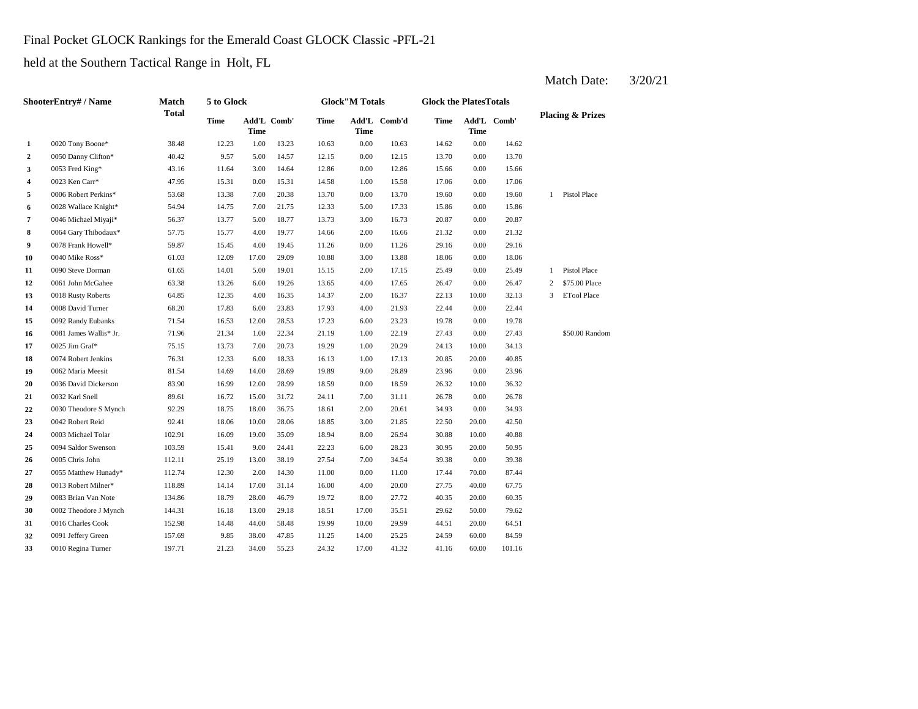Final Pocket GLOCK Rankings for the Emerald Coast GLOCK Classic -PFL-21

held at the Southern Tactical Range in Holt, FL

Match Date: 3/20/21

| | ShooterEntry# / Name | Match Total | 5 to Glock | | | Glock"M Totals | | | Glock the PlatesTotals | | | Placing & Prizes | |
|---|---|---|---|---|---|---|---|---|---|---|---|---|---|
| | | | Time | Add'L Time | Comb' | Time | Add'L Time | Comb'd | Time | Add'L Time | Comb' | | |
| 1 | 0020 Tony Boone* | 38.48 | 12.23 | 1.00 | 13.23 | 10.63 | 0.00 | 10.63 | 14.62 | 0.00 | 14.62 | | |
| 2 | 0050 Danny Clifton* | 40.42 | 9.57 | 5.00 | 14.57 | 12.15 | 0.00 | 12.15 | 13.70 | 0.00 | 13.70 | | |
| 3 | 0053 Fred King* | 43.16 | 11.64 | 3.00 | 14.64 | 12.86 | 0.00 | 12.86 | 15.66 | 0.00 | 15.66 | | |
| 4 | 0023 Ken Carr* | 47.95 | 15.31 | 0.00 | 15.31 | 14.58 | 1.00 | 15.58 | 17.06 | 0.00 | 17.06 | | |
| 5 | 0006 Robert Perkins* | 53.68 | 13.38 | 7.00 | 20.38 | 13.70 | 0.00 | 13.70 | 19.60 | 0.00 | 19.60 | 1 | Pistol Place |
| 6 | 0028 Wallace Knight* | 54.94 | 14.75 | 7.00 | 21.75 | 12.33 | 5.00 | 17.33 | 15.86 | 0.00 | 15.86 | | |
| 7 | 0046 Michael Miyaji* | 56.37 | 13.77 | 5.00 | 18.77 | 13.73 | 3.00 | 16.73 | 20.87 | 0.00 | 20.87 | | |
| 8 | 0064 Gary Thibodaux* | 57.75 | 15.77 | 4.00 | 19.77 | 14.66 | 2.00 | 16.66 | 21.32 | 0.00 | 21.32 | | |
| 9 | 0078 Frank Howell* | 59.87 | 15.45 | 4.00 | 19.45 | 11.26 | 0.00 | 11.26 | 29.16 | 0.00 | 29.16 | | |
| 10 | 0040 Mike Ross* | 61.03 | 12.09 | 17.00 | 29.09 | 10.88 | 3.00 | 13.88 | 18.06 | 0.00 | 18.06 | | |
| 11 | 0090 Steve Dorman | 61.65 | 14.01 | 5.00 | 19.01 | 15.15 | 2.00 | 17.15 | 25.49 | 0.00 | 25.49 | 1 | Pistol Place |
| 12 | 0061 John McGahee | 63.38 | 13.26 | 6.00 | 19.26 | 13.65 | 4.00 | 17.65 | 26.47 | 0.00 | 26.47 | 2 | $75.00 Place |
| 13 | 0018 Rusty Roberts | 64.85 | 12.35 | 4.00 | 16.35 | 14.37 | 2.00 | 16.37 | 22.13 | 10.00 | 32.13 | 3 | ETool Place |
| 14 | 0008 David Turner | 68.20 | 17.83 | 6.00 | 23.83 | 17.93 | 4.00 | 21.93 | 22.44 | 0.00 | 22.44 | | |
| 15 | 0092 Randy Eubanks | 71.54 | 16.53 | 12.00 | 28.53 | 17.23 | 6.00 | 23.23 | 19.78 | 0.00 | 19.78 | | |
| 16 | 0081 James Wallis* Jr. | 71.96 | 21.34 | 1.00 | 22.34 | 21.19 | 1.00 | 22.19 | 27.43 | 0.00 | 27.43 | | $50.00 Random |
| 17 | 0025 Jim Graf* | 75.15 | 13.73 | 7.00 | 20.73 | 19.29 | 1.00 | 20.29 | 24.13 | 10.00 | 34.13 | | |
| 18 | 0074 Robert Jenkins | 76.31 | 12.33 | 6.00 | 18.33 | 16.13 | 1.00 | 17.13 | 20.85 | 20.00 | 40.85 | | |
| 19 | 0062 Maria Meesit | 81.54 | 14.69 | 14.00 | 28.69 | 19.89 | 9.00 | 28.89 | 23.96 | 0.00 | 23.96 | | |
| 20 | 0036 David Dickerson | 83.90 | 16.99 | 12.00 | 28.99 | 18.59 | 0.00 | 18.59 | 26.32 | 10.00 | 36.32 | | |
| 21 | 0032 Karl Snell | 89.61 | 16.72 | 15.00 | 31.72 | 24.11 | 7.00 | 31.11 | 26.78 | 0.00 | 26.78 | | |
| 22 | 0030 Theodore S Mynch | 92.29 | 18.75 | 18.00 | 36.75 | 18.61 | 2.00 | 20.61 | 34.93 | 0.00 | 34.93 | | |
| 23 | 0042 Robert Reid | 92.41 | 18.06 | 10.00 | 28.06 | 18.85 | 3.00 | 21.85 | 22.50 | 20.00 | 42.50 | | |
| 24 | 0003 Michael Tolar | 102.91 | 16.09 | 19.00 | 35.09 | 18.94 | 8.00 | 26.94 | 30.88 | 10.00 | 40.88 | | |
| 25 | 0094 Saldor Swenson | 103.59 | 15.41 | 9.00 | 24.41 | 22.23 | 6.00 | 28.23 | 30.95 | 20.00 | 50.95 | | |
| 26 | 0005 Chris John | 112.11 | 25.19 | 13.00 | 38.19 | 27.54 | 7.00 | 34.54 | 39.38 | 0.00 | 39.38 | | |
| 27 | 0055 Matthew Hunady* | 112.74 | 12.30 | 2.00 | 14.30 | 11.00 | 0.00 | 11.00 | 17.44 | 70.00 | 87.44 | | |
| 28 | 0013 Robert Milner* | 118.89 | 14.14 | 17.00 | 31.14 | 16.00 | 4.00 | 20.00 | 27.75 | 40.00 | 67.75 | | |
| 29 | 0083 Brian Van Note | 134.86 | 18.79 | 28.00 | 46.79 | 19.72 | 8.00 | 27.72 | 40.35 | 20.00 | 60.35 | | |
| 30 | 0002 Theodore J Mynch | 144.31 | 16.18 | 13.00 | 29.18 | 18.51 | 17.00 | 35.51 | 29.62 | 50.00 | 79.62 | | |
| 31 | 0016 Charles Cook | 152.98 | 14.48 | 44.00 | 58.48 | 19.99 | 10.00 | 29.99 | 44.51 | 20.00 | 64.51 | | |
| 32 | 0091 Jeffery Green | 157.69 | 9.85 | 38.00 | 47.85 | 11.25 | 14.00 | 25.25 | 24.59 | 60.00 | 84.59 | | |
| 33 | 0010 Regina Turner | 197.71 | 21.23 | 34.00 | 55.23 | 24.32 | 17.00 | 41.32 | 41.16 | 60.00 | 101.16 | | |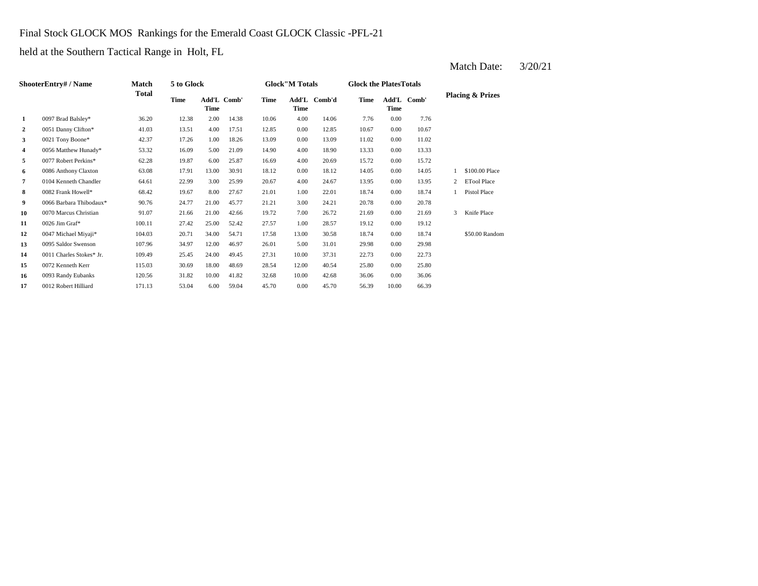Final Stock GLOCK MOS Rankings for the Emerald Coast GLOCK Classic -PFL-21

held at the Southern Tactical Range in Holt, FL

Match Date: 3/20/21

| Shooter | Entry# / Name | Match Total | 5 to Glock | | | Glock"M Totals | | | Glock the Plates Totals | | | Placing & Prizes | |
|---|---|---|---|---|---|---|---|---|---|---|---|---|---|
| | | | Time | Add'L Time | Comb' | Time | Add'L Time | Comb'd | Time | Add'L Time | Comb' | | |
| 1 | 0097 Brad Balsley* | 36.20 | 12.38 | 2.00 | 14.38 | 10.06 | 4.00 | 14.06 | 7.76 | 0.00 | 7.76 | | |
| 2 | 0051 Danny Clifton* | 41.03 | 13.51 | 4.00 | 17.51 | 12.85 | 0.00 | 12.85 | 10.67 | 0.00 | 10.67 | | |
| 3 | 0021 Tony Boone* | 42.37 | 17.26 | 1.00 | 18.26 | 13.09 | 0.00 | 13.09 | 11.02 | 0.00 | 11.02 | | |
| 4 | 0056 Matthew Hunady* | 53.32 | 16.09 | 5.00 | 21.09 | 14.90 | 4.00 | 18.90 | 13.33 | 0.00 | 13.33 | | |
| 5 | 0077 Robert Perkins* | 62.28 | 19.87 | 6.00 | 25.87 | 16.69 | 4.00 | 20.69 | 15.72 | 0.00 | 15.72 | | |
| 6 | 0086 Anthony Claxton | 63.08 | 17.91 | 13.00 | 30.91 | 18.12 | 0.00 | 18.12 | 14.05 | 0.00 | 14.05 | 1 | $100.00 Place |
| 7 | 0104 Kenneth Chandler | 64.61 | 22.99 | 3.00 | 25.99 | 20.67 | 4.00 | 24.67 | 13.95 | 0.00 | 13.95 | 2 | ETool Place |
| 8 | 0082 Frank Howell* | 68.42 | 19.67 | 8.00 | 27.67 | 21.01 | 1.00 | 22.01 | 18.74 | 0.00 | 18.74 | 1 | Pistol Place |
| 9 | 0066 Barbara Thibodaux* | 90.76 | 24.77 | 21.00 | 45.77 | 21.21 | 3.00 | 24.21 | 20.78 | 0.00 | 20.78 | | |
| 10 | 0070 Marcus Christian | 91.07 | 21.66 | 21.00 | 42.66 | 19.72 | 7.00 | 26.72 | 21.69 | 0.00 | 21.69 | 3 | Knife Place |
| 11 | 0026 Jim Graf* | 100.11 | 27.42 | 25.00 | 52.42 | 27.57 | 1.00 | 28.57 | 19.12 | 0.00 | 19.12 | | |
| 12 | 0047 Michael Miyaji* | 104.03 | 20.71 | 34.00 | 54.71 | 17.58 | 13.00 | 30.58 | 18.74 | 0.00 | 18.74 | | $50.00 Random |
| 13 | 0095 Saldor Swenson | 107.96 | 34.97 | 12.00 | 46.97 | 26.01 | 5.00 | 31.01 | 29.98 | 0.00 | 29.98 | | |
| 14 | 0011 Charles Stokes* Jr. | 109.49 | 25.45 | 24.00 | 49.45 | 27.31 | 10.00 | 37.31 | 22.73 | 0.00 | 22.73 | | |
| 15 | 0072 Kenneth Kerr | 115.03 | 30.69 | 18.00 | 48.69 | 28.54 | 12.00 | 40.54 | 25.80 | 0.00 | 25.80 | | |
| 16 | 0093 Randy Eubanks | 120.56 | 31.82 | 10.00 | 41.82 | 32.68 | 10.00 | 42.68 | 36.06 | 0.00 | 36.06 | | |
| 17 | 0012 Robert Hilliard | 171.13 | 53.04 | 6.00 | 59.04 | 45.70 | 0.00 | 45.70 | 56.39 | 10.00 | 66.39 | | |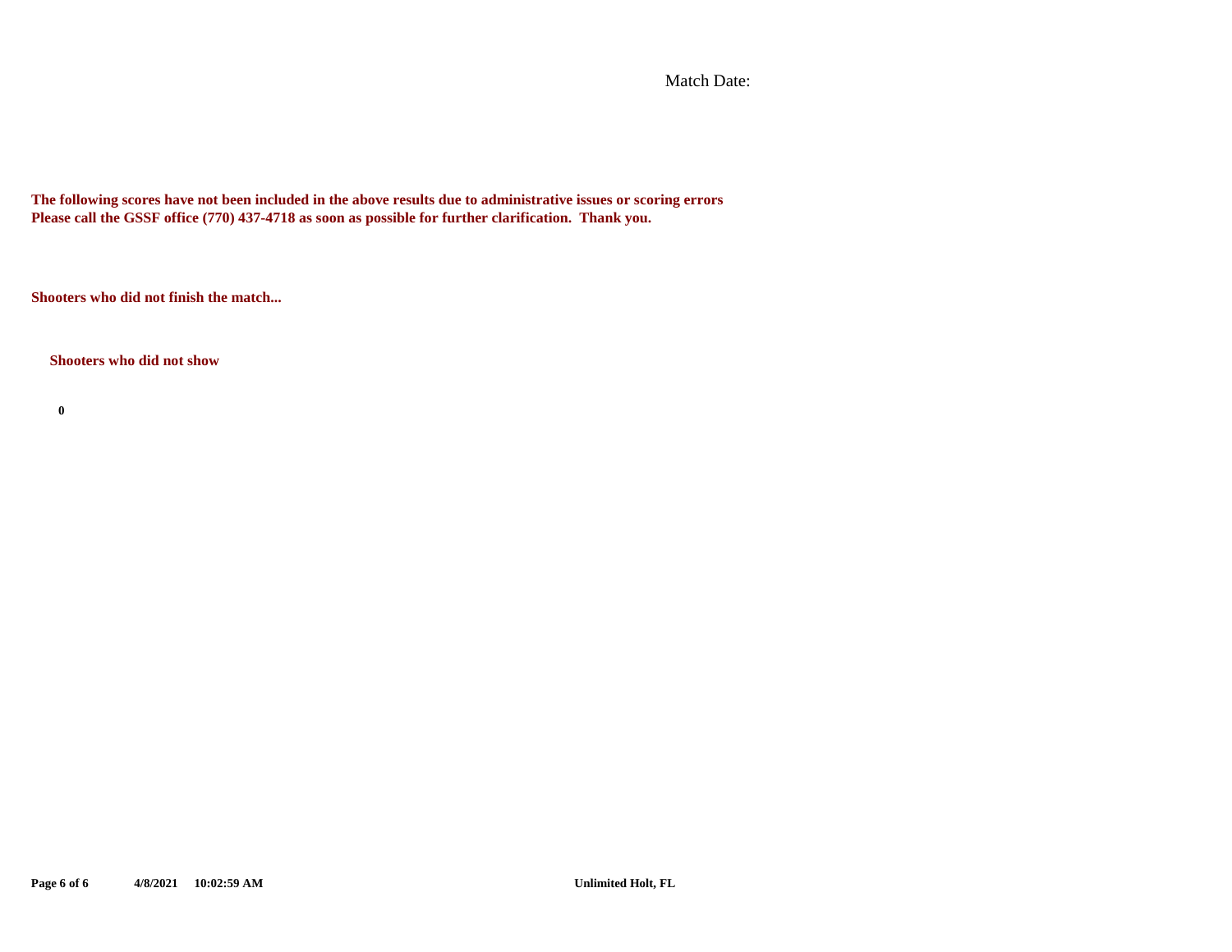Match Date:

**The following scores have not been included in the above results due to administrative issues or scoring errors**
**Please call the GSSF office (770) 437-4718 as soon as possible for further clarification. Thank you.**

**Shooters who did not finish the match...**

**Shooters who did not show**

**0**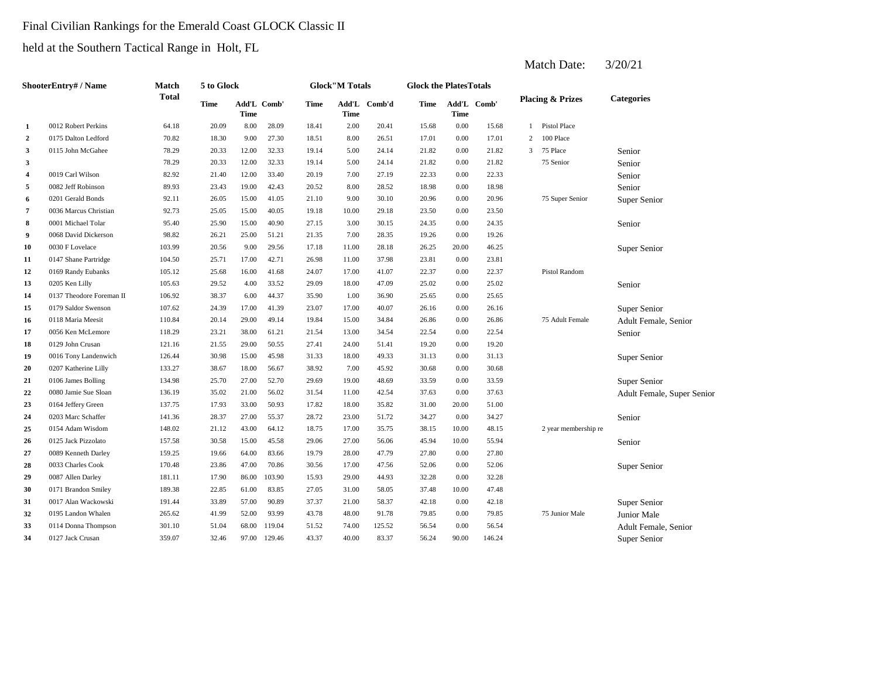Final Civilian Rankings for the Emerald Coast GLOCK Classic II

held at the Southern Tactical Range in Holt, FL

Match Date: 3/20/21

| | ShooterEntry# / Name | Match Total | 5 to Glock | | | Glock"M Totals | | | Glock the PlatesTotals | | | Placing & Prizes | | Categories |
|---|---|---|---|---|---|---|---|---|---|---|---|---|---|---|
| | | | Time | Add'L Time | Comb' | Time | Add'L Time | Comb'd | Time | Add'L Time | Comb' | | | |
| 1 | 0012 Robert Perkins | 64.18 | 20.09 | 8.00 | 28.09 | 18.41 | 2.00 | 20.41 | 15.68 | 0.00 | 15.68 | 1 | Pistol Place | |
| 2 | 0175 Dalton Ledford | 70.82 | 18.30 | 9.00 | 27.30 | 18.51 | 8.00 | 26.51 | 17.01 | 0.00 | 17.01 | 2 | 100 Place | |
| 3 | 0115 John McGahee | 78.29 | 20.33 | 12.00 | 32.33 | 19.14 | 5.00 | 24.14 | 21.82 | 0.00 | 21.82 | 3 | 75 Place | Senior |
| 3 | | 78.29 | 20.33 | 12.00 | 32.33 | 19.14 | 5.00 | 24.14 | 21.82 | 0.00 | 21.82 | | 75 Senior | Senior |
| 4 | 0019 Carl Wilson | 82.92 | 21.40 | 12.00 | 33.40 | 20.19 | 7.00 | 27.19 | 22.33 | 0.00 | 22.33 | | | Senior |
| 5 | 0082 Jeff Robinson | 89.93 | 23.43 | 19.00 | 42.43 | 20.52 | 8.00 | 28.52 | 18.98 | 0.00 | 18.98 | | | Senior |
| 6 | 0201 Gerald Bonds | 92.11 | 26.05 | 15.00 | 41.05 | 21.10 | 9.00 | 30.10 | 20.96 | 0.00 | 20.96 | | 75 Super Senior | Super Senior |
| 7 | 0036 Marcus Christian | 92.73 | 25.05 | 15.00 | 40.05 | 19.18 | 10.00 | 29.18 | 23.50 | 0.00 | 23.50 | | | |
| 8 | 0001 Michael Tolar | 95.40 | 25.90 | 15.00 | 40.90 | 27.15 | 3.00 | 30.15 | 24.35 | 0.00 | 24.35 | | | Senior |
| 9 | 0068 David Dickerson | 98.82 | 26.21 | 25.00 | 51.21 | 21.35 | 7.00 | 28.35 | 19.26 | 0.00 | 19.26 | | | |
| 10 | 0030 F Lovelace | 103.99 | 20.56 | 9.00 | 29.56 | 17.18 | 11.00 | 28.18 | 26.25 | 20.00 | 46.25 | | | Super Senior |
| 11 | 0147 Shane Partridge | 104.50 | 25.71 | 17.00 | 42.71 | 26.98 | 11.00 | 37.98 | 23.81 | 0.00 | 23.81 | | | |
| 12 | 0169 Randy Eubanks | 105.12 | 25.68 | 16.00 | 41.68 | 24.07 | 17.00 | 41.07 | 22.37 | 0.00 | 22.37 | | Pistol Random | |
| 13 | 0205 Ken Lilly | 105.63 | 29.52 | 4.00 | 33.52 | 29.09 | 18.00 | 47.09 | 25.02 | 0.00 | 25.02 | | | Senior |
| 14 | 0137 Theodore Foreman II | 106.92 | 38.37 | 6.00 | 44.37 | 35.90 | 1.00 | 36.90 | 25.65 | 0.00 | 25.65 | | | |
| 15 | 0179 Saldor Swenson | 107.62 | 24.39 | 17.00 | 41.39 | 23.07 | 17.00 | 40.07 | 26.16 | 0.00 | 26.16 | | | Super Senior |
| 16 | 0118 Maria Meesit | 110.84 | 20.14 | 29.00 | 49.14 | 19.84 | 15.00 | 34.84 | 26.86 | 0.00 | 26.86 | | 75 Adult Female | Adult Female, Senior |
| 17 | 0056 Ken McLemore | 118.29 | 23.21 | 38.00 | 61.21 | 21.54 | 13.00 | 34.54 | 22.54 | 0.00 | 22.54 | | | Senior |
| 18 | 0129 John Crusan | 121.16 | 21.55 | 29.00 | 50.55 | 27.41 | 24.00 | 51.41 | 19.20 | 0.00 | 19.20 | | | |
| 19 | 0016 Tony Landenwich | 126.44 | 30.98 | 15.00 | 45.98 | 31.33 | 18.00 | 49.33 | 31.13 | 0.00 | 31.13 | | | Super Senior |
| 20 | 0207 Katherine Lilly | 133.27 | 38.67 | 18.00 | 56.67 | 38.92 | 7.00 | 45.92 | 30.68 | 0.00 | 30.68 | | | |
| 21 | 0106 James Bolling | 134.98 | 25.70 | 27.00 | 52.70 | 29.69 | 19.00 | 48.69 | 33.59 | 0.00 | 33.59 | | | Super Senior |
| 22 | 0080 Jamie Sue Sloan | 136.19 | 35.02 | 21.00 | 56.02 | 31.54 | 11.00 | 42.54 | 37.63 | 0.00 | 37.63 | | | Adult Female, Super Senior |
| 23 | 0164 Jeffery Green | 137.75 | 17.93 | 33.00 | 50.93 | 17.82 | 18.00 | 35.82 | 31.00 | 20.00 | 51.00 | | | |
| 24 | 0203 Marc Schaffer | 141.36 | 28.37 | 27.00 | 55.37 | 28.72 | 23.00 | 51.72 | 34.27 | 0.00 | 34.27 | | | Senior |
| 25 | 0154 Adam Wisdom | 148.02 | 21.12 | 43.00 | 64.12 | 18.75 | 17.00 | 35.75 | 38.15 | 10.00 | 48.15 | | 2 year membership re | |
| 26 | 0125 Jack Pizzolato | 157.58 | 30.58 | 15.00 | 45.58 | 29.06 | 27.00 | 56.06 | 45.94 | 10.00 | 55.94 | | | Senior |
| 27 | 0089 Kenneth Darley | 159.25 | 19.66 | 64.00 | 83.66 | 19.79 | 28.00 | 47.79 | 27.80 | 0.00 | 27.80 | | | |
| 28 | 0033 Charles Cook | 170.48 | 23.86 | 47.00 | 70.86 | 30.56 | 17.00 | 47.56 | 52.06 | 0.00 | 52.06 | | | Super Senior |
| 29 | 0087 Allen Darley | 181.11 | 17.90 | 86.00 | 103.90 | 15.93 | 29.00 | 44.93 | 32.28 | 0.00 | 32.28 | | | |
| 30 | 0171 Brandon Smiley | 189.38 | 22.85 | 61.00 | 83.85 | 27.05 | 31.00 | 58.05 | 37.48 | 10.00 | 47.48 | | | |
| 31 | 0017 Alan Wackowski | 191.44 | 33.89 | 57.00 | 90.89 | 37.37 | 21.00 | 58.37 | 42.18 | 0.00 | 42.18 | | | Super Senior |
| 32 | 0195 Landon Whalen | 265.62 | 41.99 | 52.00 | 93.99 | 43.78 | 48.00 | 91.78 | 79.85 | 0.00 | 79.85 | | 75 Junior Male | Junior Male |
| 33 | 0114 Donna Thompson | 301.10 | 51.04 | 68.00 | 119.04 | 51.52 | 74.00 | 125.52 | 56.54 | 0.00 | 56.54 | | | Adult Female, Senior |
| 34 | 0127 Jack Crusan | 359.07 | 32.46 | 97.00 | 129.46 | 43.37 | 40.00 | 83.37 | 56.24 | 90.00 | 146.24 | | | Super Senior |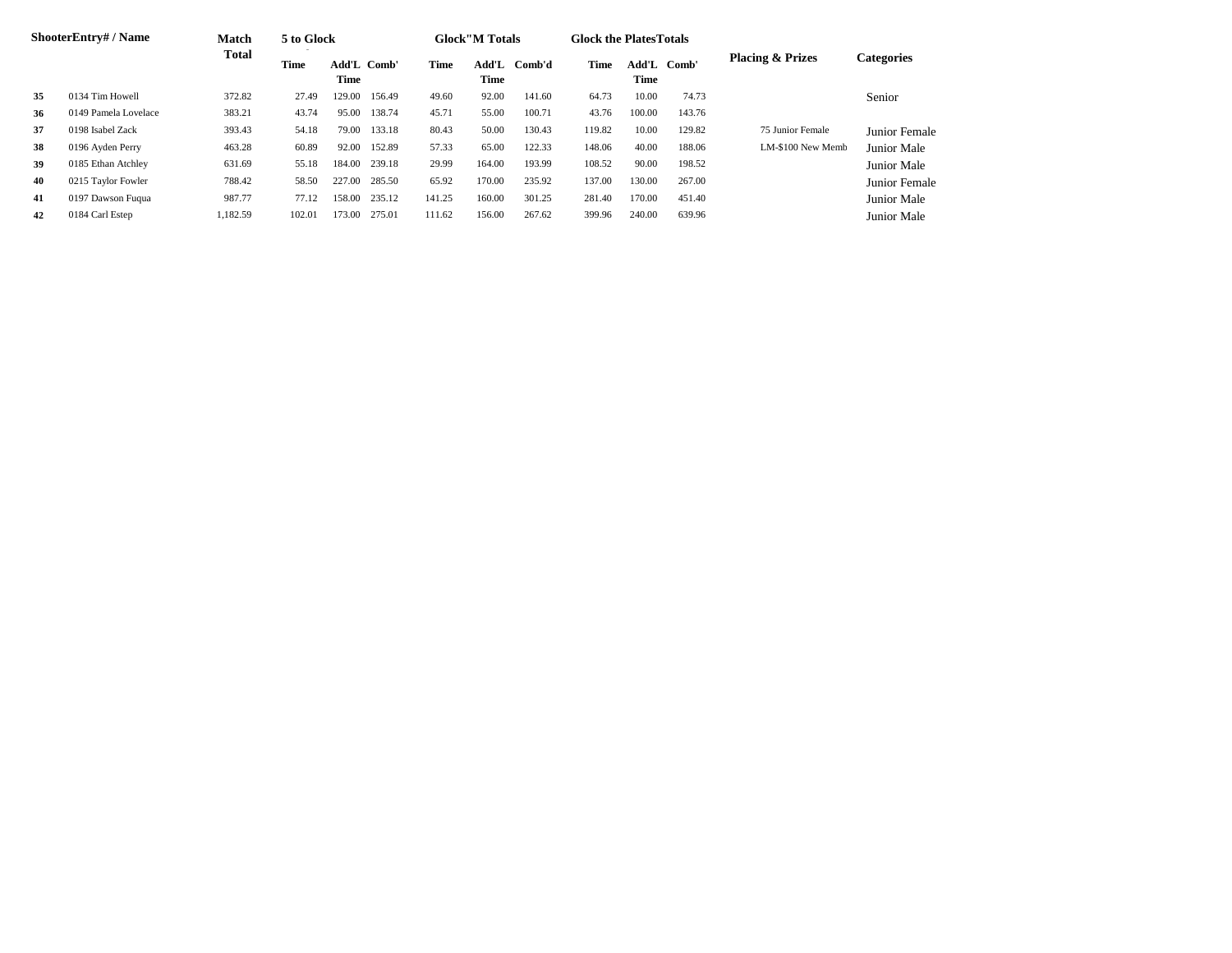| Shooter | Entry# / Name | Match Total | 5 to Glock | | | Glock"M Totals | | | Glock the Plates Totals | | | Placing & Prizes | Categories |
|---|---|---|---|---|---|---|---|---|---|---|---|---|---|
| | | | Time | Add'L Time | Comb' | Time | Add'L Time | Comb'd | Time | Add'L Time | Comb' | | |
| 35 | 0134 Tim Howell | 372.82 | 27.49 | 129.00 | 156.49 | 49.60 | 92.00 | 141.60 | 64.73 | 10.00 | 74.73 | | Senior |
| 36 | 0149 Pamela Lovelace | 383.21 | 43.74 | 95.00 | 138.74 | 45.71 | 55.00 | 100.71 | 43.76 | 100.00 | 143.76 | | |
| 37 | 0198 Isabel Zack | 393.43 | 54.18 | 79.00 | 133.18 | 80.43 | 50.00 | 130.43 | 119.82 | 10.00 | 129.82 | 75 Junior Female | Junior Female |
| 38 | 0196 Ayden Perry | 463.28 | 60.89 | 92.00 | 152.89 | 57.33 | 65.00 | 122.33 | 148.06 | 40.00 | 188.06 | LM-$100 New Memb | Junior Male |
| 39 | 0185 Ethan Atchley | 631.69 | 55.18 | 184.00 | 239.18 | 29.99 | 164.00 | 193.99 | 108.52 | 90.00 | 198.52 | | Junior Male |
| 40 | 0215 Taylor Fowler | 788.42 | 58.50 | 227.00 | 285.50 | 65.92 | 170.00 | 235.92 | 137.00 | 130.00 | 267.00 | | Junior Female |
| 41 | 0197 Dawson Fuqua | 987.77 | 77.12 | 158.00 | 235.12 | 141.25 | 160.00 | 301.25 | 281.40 | 170.00 | 451.40 | | Junior Male |
| 42 | 0184 Carl Estep | 1,182.59 | 102.01 | 173.00 | 275.01 | 111.62 | 156.00 | 267.62 | 399.96 | 240.00 | 639.96 | | Junior Male |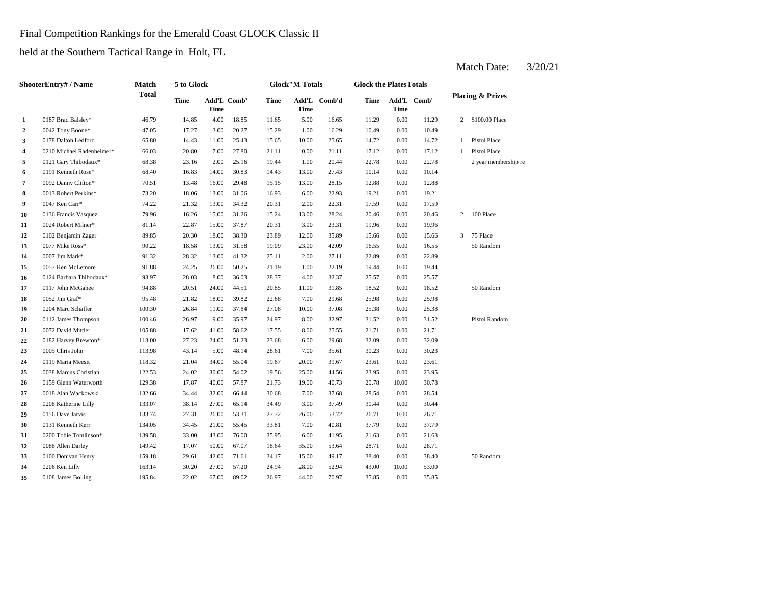Final Competition Rankings for the Emerald Coast GLOCK Classic II

held at the Southern Tactical Range in Holt, FL

Match Date: 3/20/21

| | ShooterEntry# / Name | Match Total | 5 to Glock | | | Glock"M Totals | | | Glock the PlatesTotals | | | Placing & Prizes | |
|---|---|---|---|---|---|---|---|---|---|---|---|---|---|
| | | | Time | Add'L Time | Comb' | Time | Add'L Time | Comb'd | Time | Add'L Time | Comb' | | |
| 1 | 0187 Brad Balsley* | 46.79 | 14.85 | 4.00 | 18.85 | 11.65 | 5.00 | 16.65 | 11.29 | 0.00 | 11.29 | 2 | $100.00 Place |
| 2 | 0042 Tony Boone* | 47.05 | 17.27 | 3.00 | 20.27 | 15.29 | 1.00 | 16.29 | 10.49 | 0.00 | 10.49 | | |
| 3 | 0178 Dalton Ledford | 65.80 | 14.43 | 11.00 | 25.43 | 15.65 | 10.00 | 25.65 | 14.72 | 0.00 | 14.72 | 1 | Pistol Place |
| 4 | 0210 Michael Radenheimer* | 66.03 | 20.80 | 7.00 | 27.80 | 21.11 | 0.00 | 21.11 | 17.12 | 0.00 | 17.12 | 1 | Pistol Place |
| 5 | 0121 Gary Thibodaux* | 68.38 | 23.16 | 2.00 | 25.16 | 19.44 | 1.00 | 20.44 | 22.78 | 0.00 | 22.78 | | 2 year membership re |
| 6 | 0191 Kenneth Rose* | 68.40 | 16.83 | 14.00 | 30.83 | 14.43 | 13.00 | 27.43 | 10.14 | 0.00 | 10.14 | | |
| 7 | 0092 Danny Clifton* | 70.51 | 13.48 | 16.00 | 29.48 | 15.15 | 13.00 | 28.15 | 12.88 | 0.00 | 12.88 | | |
| 8 | 0013 Robert Perkins* | 73.20 | 18.06 | 13.00 | 31.06 | 16.93 | 6.00 | 22.93 | 19.21 | 0.00 | 19.21 | | |
| 9 | 0047 Ken Carr* | 74.22 | 21.32 | 13.00 | 34.32 | 20.31 | 2.00 | 22.31 | 17.59 | 0.00 | 17.59 | | |
| 10 | 0136 Francis Vasquez | 79.96 | 16.26 | 15.00 | 31.26 | 15.24 | 13.00 | 28.24 | 20.46 | 0.00 | 20.46 | 2 | 100 Place |
| 11 | 0024 Robert Milner* | 81.14 | 22.87 | 15.00 | 37.87 | 20.31 | 3.00 | 23.31 | 19.96 | 0.00 | 19.96 | | |
| 12 | 0102 Benjamin Zager | 89.85 | 20.30 | 18.00 | 38.30 | 23.89 | 12.00 | 35.89 | 15.66 | 0.00 | 15.66 | 3 | 75 Place |
| 13 | 0077 Mike Ross* | 90.22 | 18.58 | 13.00 | 31.58 | 19.09 | 23.00 | 42.09 | 16.55 | 0.00 | 16.55 | | 50 Random |
| 14 | 0007 Jim Mark* | 91.32 | 28.32 | 13.00 | 41.32 | 25.11 | 2.00 | 27.11 | 22.89 | 0.00 | 22.89 | | |
| 15 | 0057 Ken McLemore | 91.88 | 24.25 | 26.00 | 50.25 | 21.19 | 1.00 | 22.19 | 19.44 | 0.00 | 19.44 | | |
| 16 | 0124 Barbara Thibodaux* | 93.97 | 28.03 | 8.00 | 36.03 | 28.37 | 4.00 | 32.37 | 25.57 | 0.00 | 25.57 | | |
| 17 | 0117 John McGahee | 94.88 | 20.51 | 24.00 | 44.51 | 20.85 | 11.00 | 31.85 | 18.52 | 0.00 | 18.52 | | 50 Random |
| 18 | 0052 Jim Graf* | 95.48 | 21.82 | 18.00 | 39.82 | 22.68 | 7.00 | 29.68 | 25.98 | 0.00 | 25.98 | | |
| 19 | 0204 Marc Schaffer | 100.30 | 26.84 | 11.00 | 37.84 | 27.08 | 10.00 | 37.08 | 25.38 | 0.00 | 25.38 | | |
| 20 | 0112 James Thompson | 100.46 | 26.97 | 9.00 | 35.97 | 24.97 | 8.00 | 32.97 | 31.52 | 0.00 | 31.52 | | Pistol Random |
| 21 | 0072 David Mittler | 105.88 | 17.62 | 41.00 | 58.62 | 17.55 | 8.00 | 25.55 | 21.71 | 0.00 | 21.71 | | |
| 22 | 0182 Harvey Brewton* | 113.00 | 27.23 | 24.00 | 51.23 | 23.68 | 6.00 | 29.68 | 32.09 | 0.00 | 32.09 | | |
| 23 | 0005 Chris John | 113.98 | 43.14 | 5.00 | 48.14 | 28.61 | 7.00 | 35.61 | 30.23 | 0.00 | 30.23 | | |
| 24 | 0119 Maria Meesit | 118.32 | 21.04 | 34.00 | 55.04 | 19.67 | 20.00 | 39.67 | 23.61 | 0.00 | 23.61 | | |
| 25 | 0038 Marcus Christian | 122.53 | 24.02 | 30.00 | 54.02 | 19.56 | 25.00 | 44.56 | 23.95 | 0.00 | 23.95 | | |
| 26 | 0159 Glenn Waterworth | 129.38 | 17.87 | 40.00 | 57.87 | 21.73 | 19.00 | 40.73 | 20.78 | 10.00 | 30.78 | | |
| 27 | 0018 Alan Wackowski | 132.66 | 34.44 | 32.00 | 66.44 | 30.68 | 7.00 | 37.68 | 28.54 | 0.00 | 28.54 | | |
| 28 | 0208 Katherine Lilly | 133.07 | 38.14 | 27.00 | 65.14 | 34.49 | 3.00 | 37.49 | 30.44 | 0.00 | 30.44 | | |
| 29 | 0156 Dave Jarvis | 133.74 | 27.31 | 26.00 | 53.31 | 27.72 | 26.00 | 53.72 | 26.71 | 0.00 | 26.71 | | |
| 30 | 0131 Kenneth Kerr | 134.05 | 34.45 | 21.00 | 55.45 | 33.81 | 7.00 | 40.81 | 37.79 | 0.00 | 37.79 | | |
| 31 | 0200 Tobie Tomlinson* | 139.58 | 33.00 | 43.00 | 76.00 | 35.95 | 6.00 | 41.95 | 21.63 | 0.00 | 21.63 | | |
| 32 | 0088 Allen Darley | 149.42 | 17.07 | 50.00 | 67.07 | 18.64 | 35.00 | 53.64 | 28.71 | 0.00 | 28.71 | | |
| 33 | 0100 Donivan Henry | 159.18 | 29.61 | 42.00 | 71.61 | 34.17 | 15.00 | 49.17 | 38.40 | 0.00 | 38.40 | | 50 Random |
| 34 | 0206 Ken Lilly | 163.14 | 30.20 | 27.00 | 57.20 | 24.94 | 28.00 | 52.94 | 43.00 | 10.00 | 53.00 | | |
| 35 | 0108 James Bolling | 195.84 | 22.02 | 67.00 | 89.02 | 26.97 | 44.00 | 70.97 | 35.85 | 0.00 | 35.85 | | |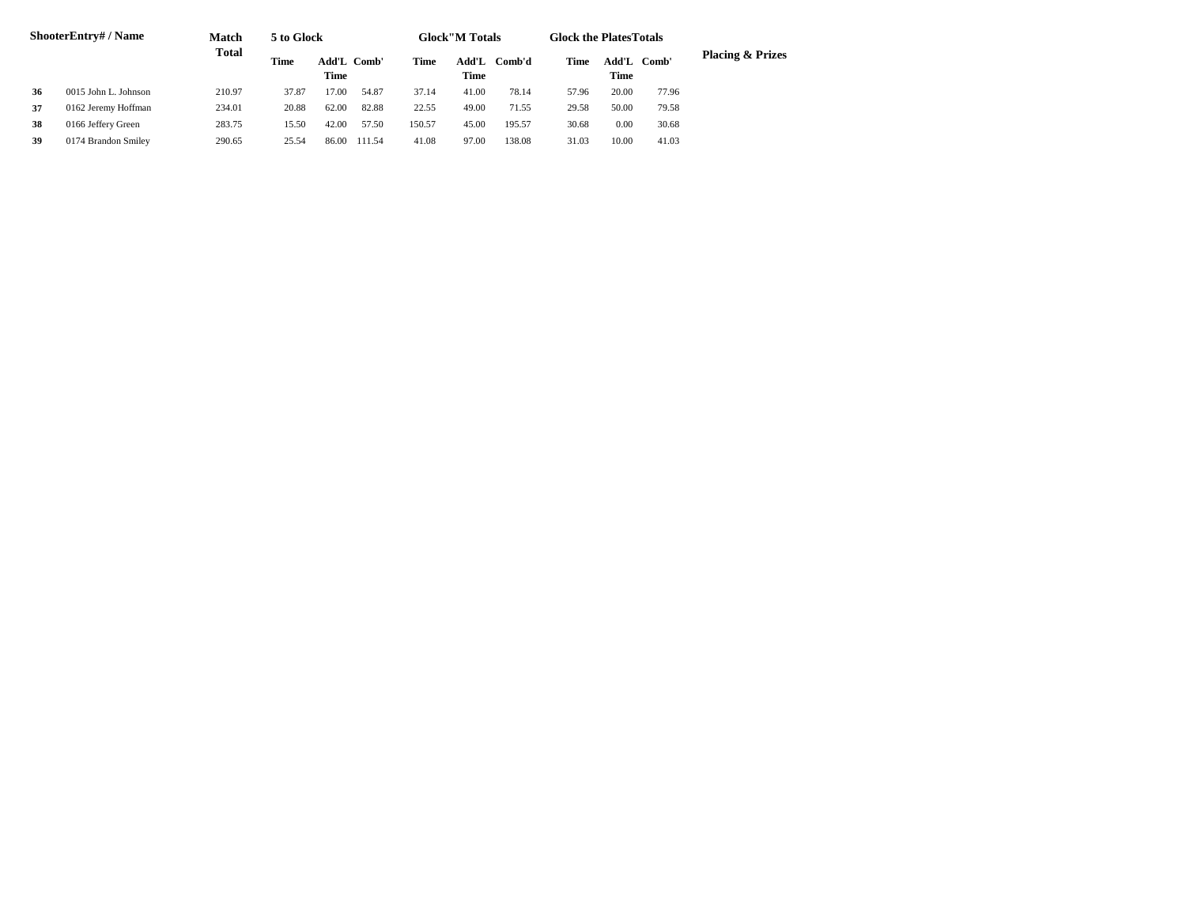| Shooter | Entry# / Name | Match Total | 5 to Glock | | | Glock"M Totals | | | Glock the Plates Totals | | | Placing & Prizes |
|---|---|---|---|---|---|---|---|---|---|---|---|---|
| | | | Time | Add'L Time | Comb' | Time | Add'L Time | Comb'd | Time | Add'L Time | Comb' | |
| 36 | 0015 John L. Johnson | 210.97 | 37.87 | 17.00 | 54.87 | 37.14 | 41.00 | 78.14 | 57.96 | 20.00 | 77.96 | |
| 37 | 0162 Jeremy Hoffman | 234.01 | 20.88 | 62.00 | 82.88 | 22.55 | 49.00 | 71.55 | 29.58 | 50.00 | 79.58 | |
| 38 | 0166 Jeffery Green | 283.75 | 15.50 | 42.00 | 57.50 | 150.57 | 45.00 | 195.57 | 30.68 | 0.00 | 30.68 | |
| 39 | 0174 Brandon Smiley | 290.65 | 25.54 | 86.00 | 111.54 | 41.08 | 97.00 | 138.08 | 31.03 | 10.00 | 41.03 | |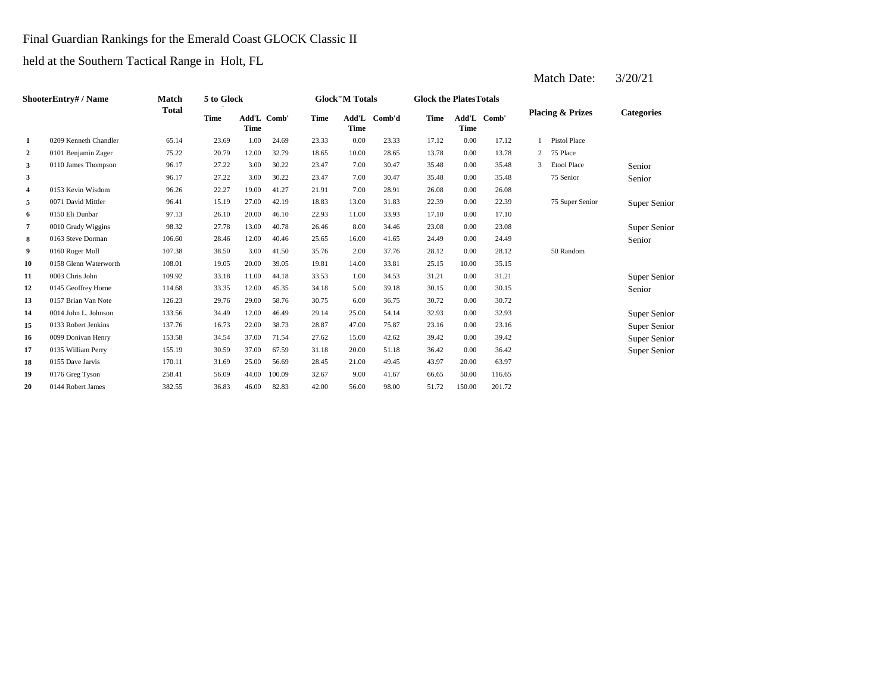Final Guardian Rankings for the Emerald Coast GLOCK Classic II

held at the Southern Tactical Range in Holt, FL

Match Date: 3/20/21

| Shooter | Entry# / Name | Match Total | 5 to Glock | | | Glock"M Totals | | | Glock the Plates Totals | | | Placing & Prizes | | Categories |
|---|---|---|---|---|---|---|---|---|---|---|---|---|---|---|
| | | | Time | Add'L Time | Comb' | Time | Add'L Time | Comb'd | Time | Add'L Time | Comb' | | | |
| 1 | 0209 Kenneth Chandler | 65.14 | 23.69 | 1.00 | 24.69 | 23.33 | 0.00 | 23.33 | 17.12 | 0.00 | 17.12 | 1 | Pistol Place | |
| 2 | 0101 Benjamin Zager | 75.22 | 20.79 | 12.00 | 32.79 | 18.65 | 10.00 | 28.65 | 13.78 | 0.00 | 13.78 | 2 | 75 Place | |
| 3 | 0110 James Thompson | 96.17 | 27.22 | 3.00 | 30.22 | 23.47 | 7.00 | 30.47 | 35.48 | 0.00 | 35.48 | 3 | Etool Place | Senior |
| 3 | | 96.17 | 27.22 | 3.00 | 30.22 | 23.47 | 7.00 | 30.47 | 35.48 | 0.00 | 35.48 | | 75 Senior | Senior |
| 4 | 0153 Kevin Wisdom | 96.26 | 22.27 | 19.00 | 41.27 | 21.91 | 7.00 | 28.91 | 26.08 | 0.00 | 26.08 | | | |
| 5 | 0071 David Mittler | 96.41 | 15.19 | 27.00 | 42.19 | 18.83 | 13.00 | 31.83 | 22.39 | 0.00 | 22.39 | | 75 Super Senior | Super Senior |
| 6 | 0150 Eli Dunbar | 97.13 | 26.10 | 20.00 | 46.10 | 22.93 | 11.00 | 33.93 | 17.10 | 0.00 | 17.10 | | | |
| 7 | 0010 Grady Wiggins | 98.32 | 27.78 | 13.00 | 40.78 | 26.46 | 8.00 | 34.46 | 23.08 | 0.00 | 23.08 | | | Super Senior |
| 8 | 0163 Steve Dorman | 106.60 | 28.46 | 12.00 | 40.46 | 25.65 | 16.00 | 41.65 | 24.49 | 0.00 | 24.49 | | | Senior |
| 9 | 0160 Roger Moll | 107.38 | 38.50 | 3.00 | 41.50 | 35.76 | 2.00 | 37.76 | 28.12 | 0.00 | 28.12 | | 50 Random | |
| 10 | 0158 Glenn Waterworth | 108.01 | 19.05 | 20.00 | 39.05 | 19.81 | 14.00 | 33.81 | 25.15 | 10.00 | 35.15 | | | |
| 11 | 0003 Chris John | 109.92 | 33.18 | 11.00 | 44.18 | 33.53 | 1.00 | 34.53 | 31.21 | 0.00 | 31.21 | | | Super Senior |
| 12 | 0145 Geoffrey Horne | 114.68 | 33.35 | 12.00 | 45.35 | 34.18 | 5.00 | 39.18 | 30.15 | 0.00 | 30.15 | | | Senior |
| 13 | 0157 Brian Van Note | 126.23 | 29.76 | 29.00 | 58.76 | 30.75 | 6.00 | 36.75 | 30.72 | 0.00 | 30.72 | | | |
| 14 | 0014 John L. Johnson | 133.56 | 34.49 | 12.00 | 46.49 | 29.14 | 25.00 | 54.14 | 32.93 | 0.00 | 32.93 | | | Super Senior |
| 15 | 0133 Robert Jenkins | 137.76 | 16.73 | 22.00 | 38.73 | 28.87 | 47.00 | 75.87 | 23.16 | 0.00 | 23.16 | | | Super Senior |
| 16 | 0099 Donivan Henry | 153.58 | 34.54 | 37.00 | 71.54 | 27.62 | 15.00 | 42.62 | 39.42 | 0.00 | 39.42 | | | Super Senior |
| 17 | 0135 William Perry | 155.19 | 30.59 | 37.00 | 67.59 | 31.18 | 20.00 | 51.18 | 36.42 | 0.00 | 36.42 | | | Super Senior |
| 18 | 0155 Dave Jarvis | 170.11 | 31.69 | 25.00 | 56.69 | 28.45 | 21.00 | 49.45 | 43.97 | 20.00 | 63.97 | | | |
| 19 | 0176 Greg Tyson | 258.41 | 56.09 | 44.00 | 100.09 | 32.67 | 9.00 | 41.67 | 66.65 | 50.00 | 116.65 | | | |
| 20 | 0144 Robert James | 382.55 | 36.83 | 46.00 | 82.83 | 42.00 | 56.00 | 98.00 | 51.72 | 150.00 | 201.72 | | | |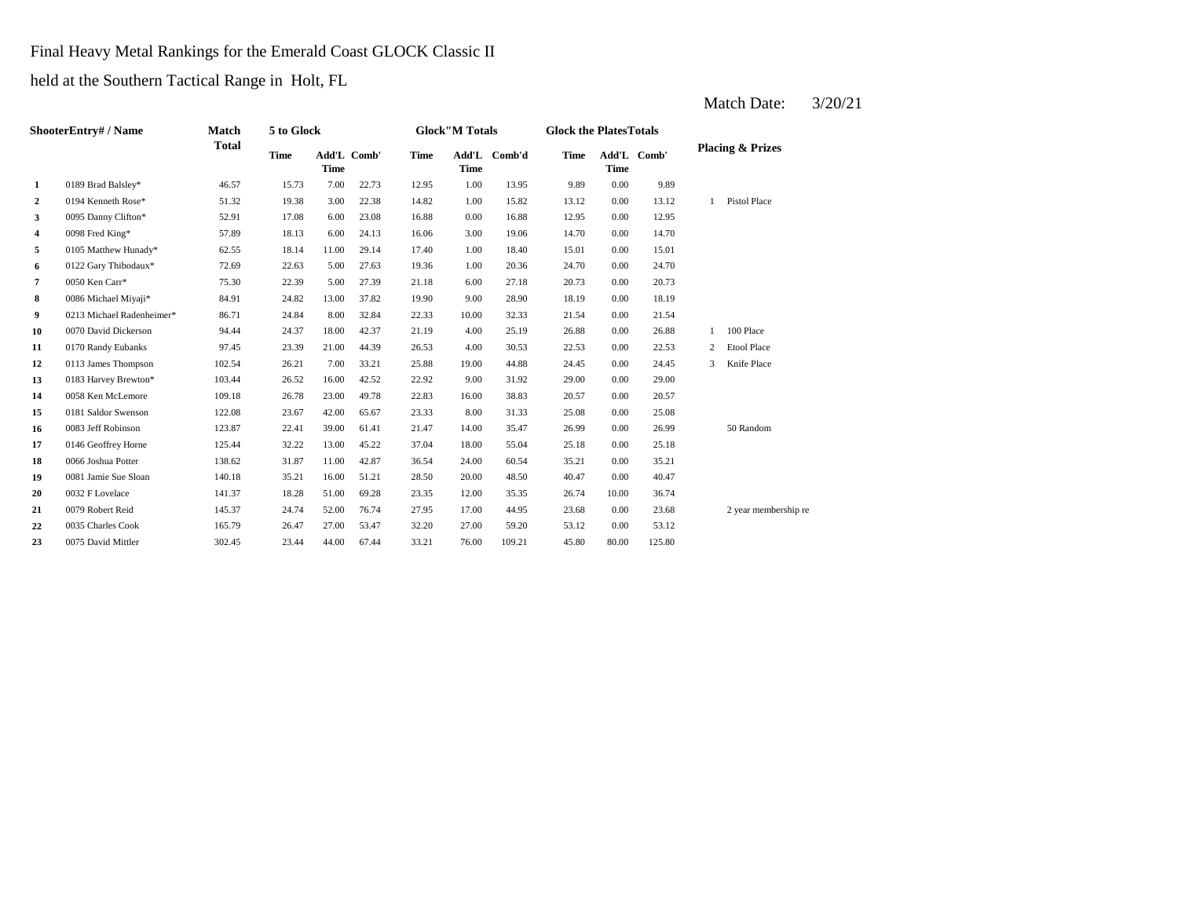Final Heavy Metal Rankings for the Emerald Coast GLOCK Classic II

held at the Southern Tactical Range in Holt, FL

Match Date: 3/20/21

| ShooterEntry# / Name | | Match Total | 5 to Glock | | | Glock"M Totals | | | Glock the PlatesTotals | | | Placing & Prizes | |
|---|---|---|---|---|---|---|---|---|---|---|---|---|---|
| | | | Time | Add'L Time | Comb' | Time | Add'L Time | Comb'd | Time | Add'L Time | Comb' | | |
| 1 | 0189 Brad Balsley* | 46.57 | 15.73 | 7.00 | 22.73 | 12.95 | 1.00 | 13.95 | 9.89 | 0.00 | 9.89 | | |
| 2 | 0194 Kenneth Rose* | 51.32 | 19.38 | 3.00 | 22.38 | 14.82 | 1.00 | 15.82 | 13.12 | 0.00 | 13.12 | 1 | Pistol Place |
| 3 | 0095 Danny Clifton* | 52.91 | 17.08 | 6.00 | 23.08 | 16.88 | 0.00 | 16.88 | 12.95 | 0.00 | 12.95 | | |
| 4 | 0098 Fred King* | 57.89 | 18.13 | 6.00 | 24.13 | 16.06 | 3.00 | 19.06 | 14.70 | 0.00 | 14.70 | | |
| 5 | 0105 Matthew Hunady* | 62.55 | 18.14 | 11.00 | 29.14 | 17.40 | 1.00 | 18.40 | 15.01 | 0.00 | 15.01 | | |
| 6 | 0122 Gary Thibodaux* | 72.69 | 22.63 | 5.00 | 27.63 | 19.36 | 1.00 | 20.36 | 24.70 | 0.00 | 24.70 | | |
| 7 | 0050 Ken Carr* | 75.30 | 22.39 | 5.00 | 27.39 | 21.18 | 6.00 | 27.18 | 20.73 | 0.00 | 20.73 | | |
| 8 | 0086 Michael Miyaji* | 84.91 | 24.82 | 13.00 | 37.82 | 19.90 | 9.00 | 28.90 | 18.19 | 0.00 | 18.19 | | |
| 9 | 0213 Michael Radenheimer* | 86.71 | 24.84 | 8.00 | 32.84 | 22.33 | 10.00 | 32.33 | 21.54 | 0.00 | 21.54 | | |
| 10 | 0070 David Dickerson | 94.44 | 24.37 | 18.00 | 42.37 | 21.19 | 4.00 | 25.19 | 26.88 | 0.00 | 26.88 | 1 | 100 Place |
| 11 | 0170 Randy Eubanks | 97.45 | 23.39 | 21.00 | 44.39 | 26.53 | 4.00 | 30.53 | 22.53 | 0.00 | 22.53 | 2 | Etool Place |
| 12 | 0113 James Thompson | 102.54 | 26.21 | 7.00 | 33.21 | 25.88 | 19.00 | 44.88 | 24.45 | 0.00 | 24.45 | 3 | Knife Place |
| 13 | 0183 Harvey Brewton* | 103.44 | 26.52 | 16.00 | 42.52 | 22.92 | 9.00 | 31.92 | 29.00 | 0.00 | 29.00 | | |
| 14 | 0058 Ken McLemore | 109.18 | 26.78 | 23.00 | 49.78 | 22.83 | 16.00 | 38.83 | 20.57 | 0.00 | 20.57 | | |
| 15 | 0181 Saldor Swenson | 122.08 | 23.67 | 42.00 | 65.67 | 23.33 | 8.00 | 31.33 | 25.08 | 0.00 | 25.08 | | |
| 16 | 0083 Jeff Robinson | 123.87 | 22.41 | 39.00 | 61.41 | 21.47 | 14.00 | 35.47 | 26.99 | 0.00 | 26.99 | | 50 Random |
| 17 | 0146 Geoffrey Horne | 125.44 | 32.22 | 13.00 | 45.22 | 37.04 | 18.00 | 55.04 | 25.18 | 0.00 | 25.18 | | |
| 18 | 0066 Joshua Potter | 138.62 | 31.87 | 11.00 | 42.87 | 36.54 | 24.00 | 60.54 | 35.21 | 0.00 | 35.21 | | |
| 19 | 0081 Jamie Sue Sloan | 140.18 | 35.21 | 16.00 | 51.21 | 28.50 | 20.00 | 48.50 | 40.47 | 0.00 | 40.47 | | |
| 20 | 0032 F Lovelace | 141.37 | 18.28 | 51.00 | 69.28 | 23.35 | 12.00 | 35.35 | 26.74 | 10.00 | 36.74 | | |
| 21 | 0079 Robert Reid | 145.37 | 24.74 | 52.00 | 76.74 | 27.95 | 17.00 | 44.95 | 23.68 | 0.00 | 23.68 | | 2 year membership re |
| 22 | 0035 Charles Cook | 165.79 | 26.47 | 27.00 | 53.47 | 32.20 | 27.00 | 59.20 | 53.12 | 0.00 | 53.12 | | |
| 23 | 0075 David Mittler | 302.45 | 23.44 | 44.00 | 67.44 | 33.21 | 76.00 | 109.21 | 45.80 | 80.00 | 125.80 | | |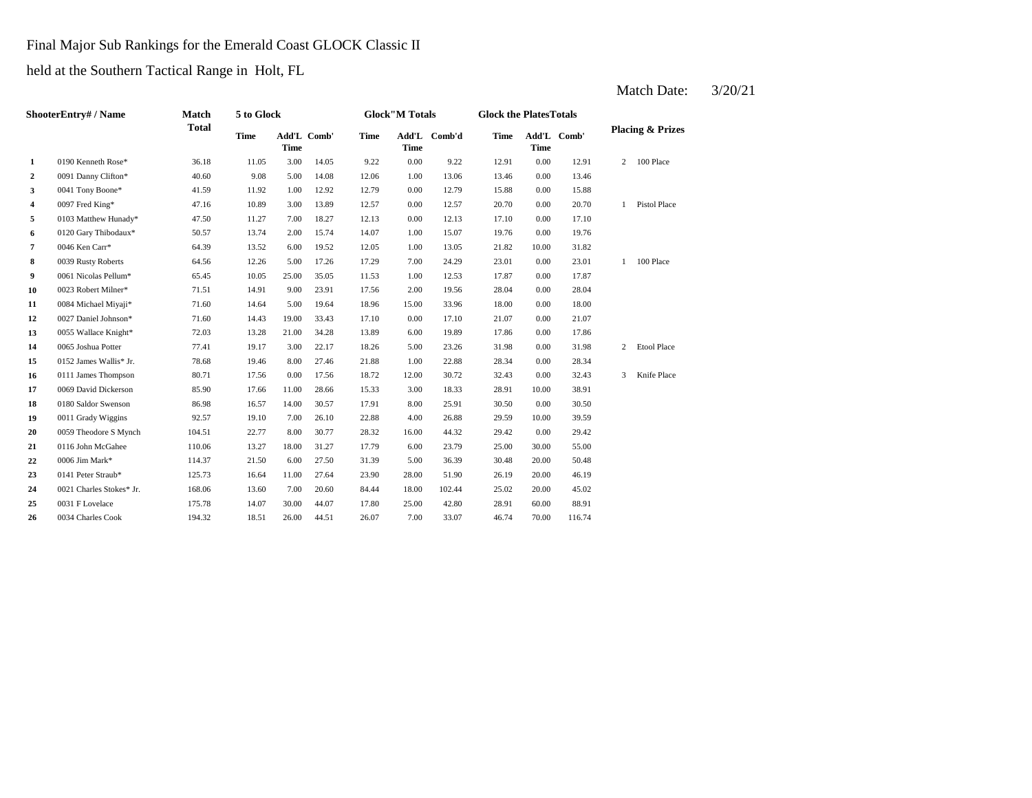Final Major Sub Rankings for the Emerald Coast GLOCK Classic II

held at the Southern Tactical Range in Holt, FL

Match Date: 3/20/21

| | ShooterEntry# / Name | Match Total | 5 to Glock | | | Glock"M Totals | | | Glock the PlatesTotals | | | Placing & Prizes | |
|---|---|---|---|---|---|---|---|---|---|---|---|---|---|
| | | | Time | Add'L Time | Comb' | Time | Add'L Time | Comb'd | Time | Add'L Time | Comb' | | |
| 1 | 0190 Kenneth Rose* | 36.18 | 11.05 | 3.00 | 14.05 | 9.22 | 0.00 | 9.22 | 12.91 | 0.00 | 12.91 | 2 | 100 Place |
| 2 | 0091 Danny Clifton* | 40.60 | 9.08 | 5.00 | 14.08 | 12.06 | 1.00 | 13.06 | 13.46 | 0.00 | 13.46 | | |
| 3 | 0041 Tony Boone* | 41.59 | 11.92 | 1.00 | 12.92 | 12.79 | 0.00 | 12.79 | 15.88 | 0.00 | 15.88 | | |
| 4 | 0097 Fred King* | 47.16 | 10.89 | 3.00 | 13.89 | 12.57 | 0.00 | 12.57 | 20.70 | 0.00 | 20.70 | 1 | Pistol Place |
| 5 | 0103 Matthew Hunady* | 47.50 | 11.27 | 7.00 | 18.27 | 12.13 | 0.00 | 12.13 | 17.10 | 0.00 | 17.10 | | |
| 6 | 0120 Gary Thibodaux* | 50.57 | 13.74 | 2.00 | 15.74 | 14.07 | 1.00 | 15.07 | 19.76 | 0.00 | 19.76 | | |
| 7 | 0046 Ken Carr* | 64.39 | 13.52 | 6.00 | 19.52 | 12.05 | 1.00 | 13.05 | 21.82 | 10.00 | 31.82 | | |
| 8 | 0039 Rusty Roberts | 64.56 | 12.26 | 5.00 | 17.26 | 17.29 | 7.00 | 24.29 | 23.01 | 0.00 | 23.01 | 1 | 100 Place |
| 9 | 0061 Nicolas Pellum* | 65.45 | 10.05 | 25.00 | 35.05 | 11.53 | 1.00 | 12.53 | 17.87 | 0.00 | 17.87 | | |
| 10 | 0023 Robert Milner* | 71.51 | 14.91 | 9.00 | 23.91 | 17.56 | 2.00 | 19.56 | 28.04 | 0.00 | 28.04 | | |
| 11 | 0084 Michael Miyaji* | 71.60 | 14.64 | 5.00 | 19.64 | 18.96 | 15.00 | 33.96 | 18.00 | 0.00 | 18.00 | | |
| 12 | 0027 Daniel Johnson* | 71.60 | 14.43 | 19.00 | 33.43 | 17.10 | 0.00 | 17.10 | 21.07 | 0.00 | 21.07 | | |
| 13 | 0055 Wallace Knight* | 72.03 | 13.28 | 21.00 | 34.28 | 13.89 | 6.00 | 19.89 | 17.86 | 0.00 | 17.86 | | |
| 14 | 0065 Joshua Potter | 77.41 | 19.17 | 3.00 | 22.17 | 18.26 | 5.00 | 23.26 | 31.98 | 0.00 | 31.98 | 2 | Etool Place |
| 15 | 0152 James Wallis* Jr. | 78.68 | 19.46 | 8.00 | 27.46 | 21.88 | 1.00 | 22.88 | 28.34 | 0.00 | 28.34 | | |
| 16 | 0111 James Thompson | 80.71 | 17.56 | 0.00 | 17.56 | 18.72 | 12.00 | 30.72 | 32.43 | 0.00 | 32.43 | 3 | Knife Place |
| 17 | 0069 David Dickerson | 85.90 | 17.66 | 11.00 | 28.66 | 15.33 | 3.00 | 18.33 | 28.91 | 10.00 | 38.91 | | |
| 18 | 0180 Saldor Swenson | 86.98 | 16.57 | 14.00 | 30.57 | 17.91 | 8.00 | 25.91 | 30.50 | 0.00 | 30.50 | | |
| 19 | 0011 Grady Wiggins | 92.57 | 19.10 | 7.00 | 26.10 | 22.88 | 4.00 | 26.88 | 29.59 | 10.00 | 39.59 | | |
| 20 | 0059 Theodore S Mynch | 104.51 | 22.77 | 8.00 | 30.77 | 28.32 | 16.00 | 44.32 | 29.42 | 0.00 | 29.42 | | |
| 21 | 0116 John McGahee | 110.06 | 13.27 | 18.00 | 31.27 | 17.79 | 6.00 | 23.79 | 25.00 | 30.00 | 55.00 | | |
| 22 | 0006 Jim Mark* | 114.37 | 21.50 | 6.00 | 27.50 | 31.39 | 5.00 | 36.39 | 30.48 | 20.00 | 50.48 | | |
| 23 | 0141 Peter Straub* | 125.73 | 16.64 | 11.00 | 27.64 | 23.90 | 28.00 | 51.90 | 26.19 | 20.00 | 46.19 | | |
| 24 | 0021 Charles Stokes* Jr. | 168.06 | 13.60 | 7.00 | 20.60 | 84.44 | 18.00 | 102.44 | 25.02 | 20.00 | 45.02 | | |
| 25 | 0031 F Lovelace | 175.78 | 14.07 | 30.00 | 44.07 | 17.80 | 25.00 | 42.80 | 28.91 | 60.00 | 88.91 | | |
| 26 | 0034 Charles Cook | 194.32 | 18.51 | 26.00 | 44.51 | 26.07 | 7.00 | 33.07 | 46.74 | 70.00 | 116.74 | | |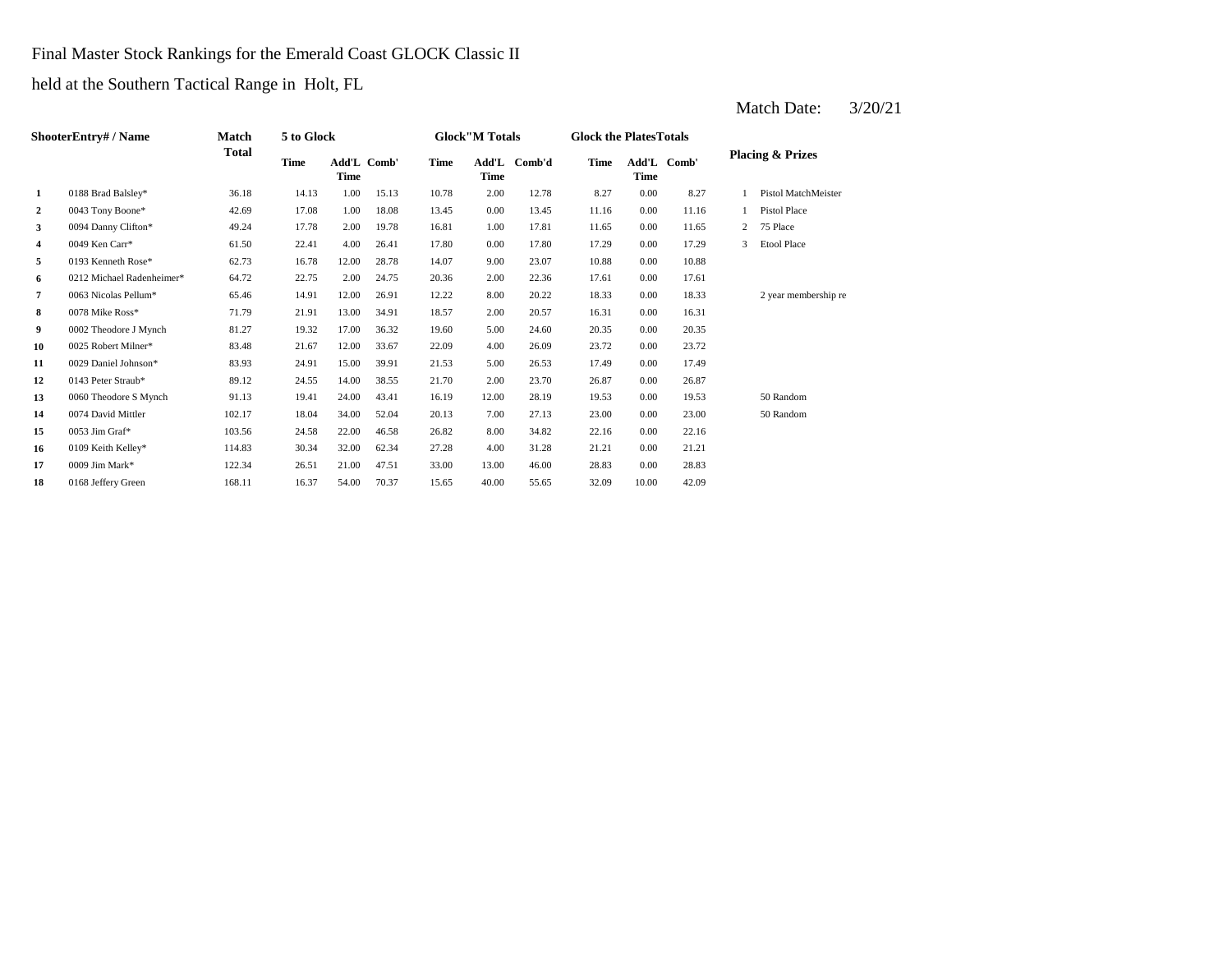Final Master Stock Rankings for the Emerald Coast GLOCK Classic II

held at the Southern Tactical Range in Holt, FL

Match Date: 3/20/21

| | ShooterEntry# / Name | Match Total | 5 to Glock | | | Glock"M Totals | | | Glock the PlatesTotals | | | Placing & Prizes | |
|---|---|---|---|---|---|---|---|---|---|---|---|---|---|
| | | | Time | Add'L Time | Comb' | Time | Add'L Time | Comb'd | Time | Add'L Time | Comb' | | |
| 1 | 0188 Brad Balsley* | 36.18 | 14.13 | 1.00 | 15.13 | 10.78 | 2.00 | 12.78 | 8.27 | 0.00 | 8.27 | 1 | Pistol MatchMeister |
| 2 | 0043 Tony Boone* | 42.69 | 17.08 | 1.00 | 18.08 | 13.45 | 0.00 | 13.45 | 11.16 | 0.00 | 11.16 | 1 | Pistol Place |
| 3 | 0094 Danny Clifton* | 49.24 | 17.78 | 2.00 | 19.78 | 16.81 | 1.00 | 17.81 | 11.65 | 0.00 | 11.65 | 2 | 75 Place |
| 4 | 0049 Ken Carr* | 61.50 | 22.41 | 4.00 | 26.41 | 17.80 | 0.00 | 17.80 | 17.29 | 0.00 | 17.29 | 3 | Etool Place |
| 5 | 0193 Kenneth Rose* | 62.73 | 16.78 | 12.00 | 28.78 | 14.07 | 9.00 | 23.07 | 10.88 | 0.00 | 10.88 | | |
| 6 | 0212 Michael Radenheimer* | 64.72 | 22.75 | 2.00 | 24.75 | 20.36 | 2.00 | 22.36 | 17.61 | 0.00 | 17.61 | | |
| 7 | 0063 Nicolas Pellum* | 65.46 | 14.91 | 12.00 | 26.91 | 12.22 | 8.00 | 20.22 | 18.33 | 0.00 | 18.33 | | 2 year membership re |
| 8 | 0078 Mike Ross* | 71.79 | 21.91 | 13.00 | 34.91 | 18.57 | 2.00 | 20.57 | 16.31 | 0.00 | 16.31 | | |
| 9 | 0002 Theodore J Mynch | 81.27 | 19.32 | 17.00 | 36.32 | 19.60 | 5.00 | 24.60 | 20.35 | 0.00 | 20.35 | | |
| 10 | 0025 Robert Milner* | 83.48 | 21.67 | 12.00 | 33.67 | 22.09 | 4.00 | 26.09 | 23.72 | 0.00 | 23.72 | | |
| 11 | 0029 Daniel Johnson* | 83.93 | 24.91 | 15.00 | 39.91 | 21.53 | 5.00 | 26.53 | 17.49 | 0.00 | 17.49 | | |
| 12 | 0143 Peter Straub* | 89.12 | 24.55 | 14.00 | 38.55 | 21.70 | 2.00 | 23.70 | 26.87 | 0.00 | 26.87 | | |
| 13 | 0060 Theodore S Mynch | 91.13 | 19.41 | 24.00 | 43.41 | 16.19 | 12.00 | 28.19 | 19.53 | 0.00 | 19.53 | | 50 Random |
| 14 | 0074 David Mittler | 102.17 | 18.04 | 34.00 | 52.04 | 20.13 | 7.00 | 27.13 | 23.00 | 0.00 | 23.00 | | 50 Random |
| 15 | 0053 Jim Graf* | 103.56 | 24.58 | 22.00 | 46.58 | 26.82 | 8.00 | 34.82 | 22.16 | 0.00 | 22.16 | | |
| 16 | 0109 Keith Kelley* | 114.83 | 30.34 | 32.00 | 62.34 | 27.28 | 4.00 | 31.28 | 21.21 | 0.00 | 21.21 | | |
| 17 | 0009 Jim Mark* | 122.34 | 26.51 | 21.00 | 47.51 | 33.00 | 13.00 | 46.00 | 28.83 | 0.00 | 28.83 | | |
| 18 | 0168 Jeffery Green | 168.11 | 16.37 | 54.00 | 70.37 | 15.65 | 40.00 | 55.65 | 32.09 | 10.00 | 42.09 | | |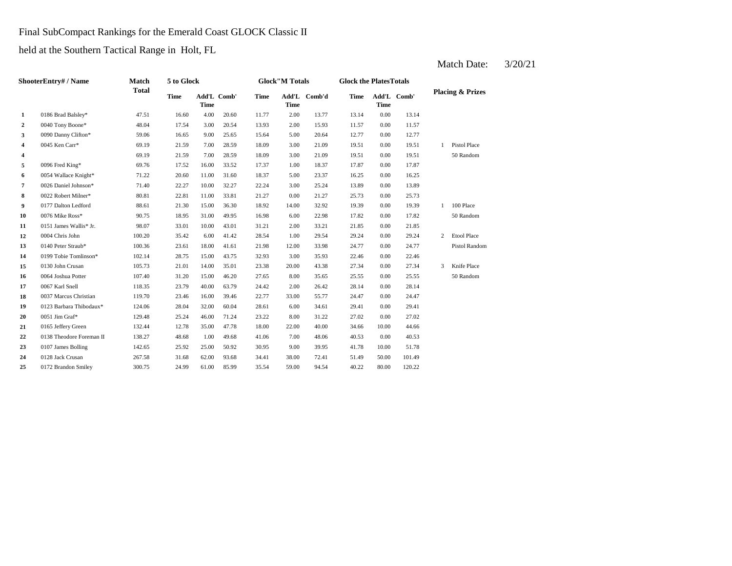Final SubCompact Rankings for the Emerald Coast GLOCK Classic II

held at the Southern Tactical Range in Holt, FL

Match Date: 3/20/21

| | ShooterEntry# / Name | Match Total | 5 to Glock | | | Glock"M Totals | | | Glock the PlatesTotals | | | Placing & Prizes | |
|---|---|---|---|---|---|---|---|---|---|---|---|---|---|
| | | | Time | Add'L Time | Comb' | Time | Add'L Time | Comb'd | Time | Add'L Time | Comb' | | |
| 1 | 0186 Brad Balsley* | 47.51 | 16.60 | 4.00 | 20.60 | 11.77 | 2.00 | 13.77 | 13.14 | 0.00 | 13.14 | | |
| 2 | 0040 Tony Boone* | 48.04 | 17.54 | 3.00 | 20.54 | 13.93 | 2.00 | 15.93 | 11.57 | 0.00 | 11.57 | | |
| 3 | 0090 Danny Clifton* | 59.06 | 16.65 | 9.00 | 25.65 | 15.64 | 5.00 | 20.64 | 12.77 | 0.00 | 12.77 | | |
| 4 | 0045 Ken Carr* | 69.19 | 21.59 | 7.00 | 28.59 | 18.09 | 3.00 | 21.09 | 19.51 | 0.00 | 19.51 | 1 | Pistol Place |
| 4 | | 69.19 | 21.59 | 7.00 | 28.59 | 18.09 | 3.00 | 21.09 | 19.51 | 0.00 | 19.51 | | 50 Random |
| 5 | 0096 Fred King* | 69.76 | 17.52 | 16.00 | 33.52 | 17.37 | 1.00 | 18.37 | 17.87 | 0.00 | 17.87 | | |
| 6 | 0054 Wallace Knight* | 71.22 | 20.60 | 11.00 | 31.60 | 18.37 | 5.00 | 23.37 | 16.25 | 0.00 | 16.25 | | |
| 7 | 0026 Daniel Johnson* | 71.40 | 22.27 | 10.00 | 32.27 | 22.24 | 3.00 | 25.24 | 13.89 | 0.00 | 13.89 | | |
| 8 | 0022 Robert Milner* | 80.81 | 22.81 | 11.00 | 33.81 | 21.27 | 0.00 | 21.27 | 25.73 | 0.00 | 25.73 | | |
| 9 | 0177 Dalton Ledford | 88.61 | 21.30 | 15.00 | 36.30 | 18.92 | 14.00 | 32.92 | 19.39 | 0.00 | 19.39 | 1 | 100 Place |
| 10 | 0076 Mike Ross* | 90.75 | 18.95 | 31.00 | 49.95 | 16.98 | 6.00 | 22.98 | 17.82 | 0.00 | 17.82 | | 50 Random |
| 11 | 0151 James Wallis* Jr. | 98.07 | 33.01 | 10.00 | 43.01 | 31.21 | 2.00 | 33.21 | 21.85 | 0.00 | 21.85 | | |
| 12 | 0004 Chris John | 100.20 | 35.42 | 6.00 | 41.42 | 28.54 | 1.00 | 29.54 | 29.24 | 0.00 | 29.24 | 2 | Etool Place |
| 13 | 0140 Peter Straub* | 100.36 | 23.61 | 18.00 | 41.61 | 21.98 | 12.00 | 33.98 | 24.77 | 0.00 | 24.77 | | Pistol Random |
| 14 | 0199 Tobie Tomlinson* | 102.14 | 28.75 | 15.00 | 43.75 | 32.93 | 3.00 | 35.93 | 22.46 | 0.00 | 22.46 | | |
| 15 | 0130 John Crusan | 105.73 | 21.01 | 14.00 | 35.01 | 23.38 | 20.00 | 43.38 | 27.34 | 0.00 | 27.34 | 3 | Knife Place |
| 16 | 0064 Joshua Potter | 107.40 | 31.20 | 15.00 | 46.20 | 27.65 | 8.00 | 35.65 | 25.55 | 0.00 | 25.55 | | 50 Random |
| 17 | 0067 Karl Snell | 118.35 | 23.79 | 40.00 | 63.79 | 24.42 | 2.00 | 26.42 | 28.14 | 0.00 | 28.14 | | |
| 18 | 0037 Marcus Christian | 119.70 | 23.46 | 16.00 | 39.46 | 22.77 | 33.00 | 55.77 | 24.47 | 0.00 | 24.47 | | |
| 19 | 0123 Barbara Thibodaux* | 124.06 | 28.04 | 32.00 | 60.04 | 28.61 | 6.00 | 34.61 | 29.41 | 0.00 | 29.41 | | |
| 20 | 0051 Jim Graf* | 129.48 | 25.24 | 46.00 | 71.24 | 23.22 | 8.00 | 31.22 | 27.02 | 0.00 | 27.02 | | |
| 21 | 0165 Jeffery Green | 132.44 | 12.78 | 35.00 | 47.78 | 18.00 | 22.00 | 40.00 | 34.66 | 10.00 | 44.66 | | |
| 22 | 0138 Theodore Foreman II | 138.27 | 48.68 | 1.00 | 49.68 | 41.06 | 7.00 | 48.06 | 40.53 | 0.00 | 40.53 | | |
| 23 | 0107 James Bolling | 142.65 | 25.92 | 25.00 | 50.92 | 30.95 | 9.00 | 39.95 | 41.78 | 10.00 | 51.78 | | |
| 24 | 0128 Jack Crusan | 267.58 | 31.68 | 62.00 | 93.68 | 34.41 | 38.00 | 72.41 | 51.49 | 50.00 | 101.49 | | |
| 25 | 0172 Brandon Smiley | 300.75 | 24.99 | 61.00 | 85.99 | 35.54 | 59.00 | 94.54 | 40.22 | 80.00 | 120.22 | | |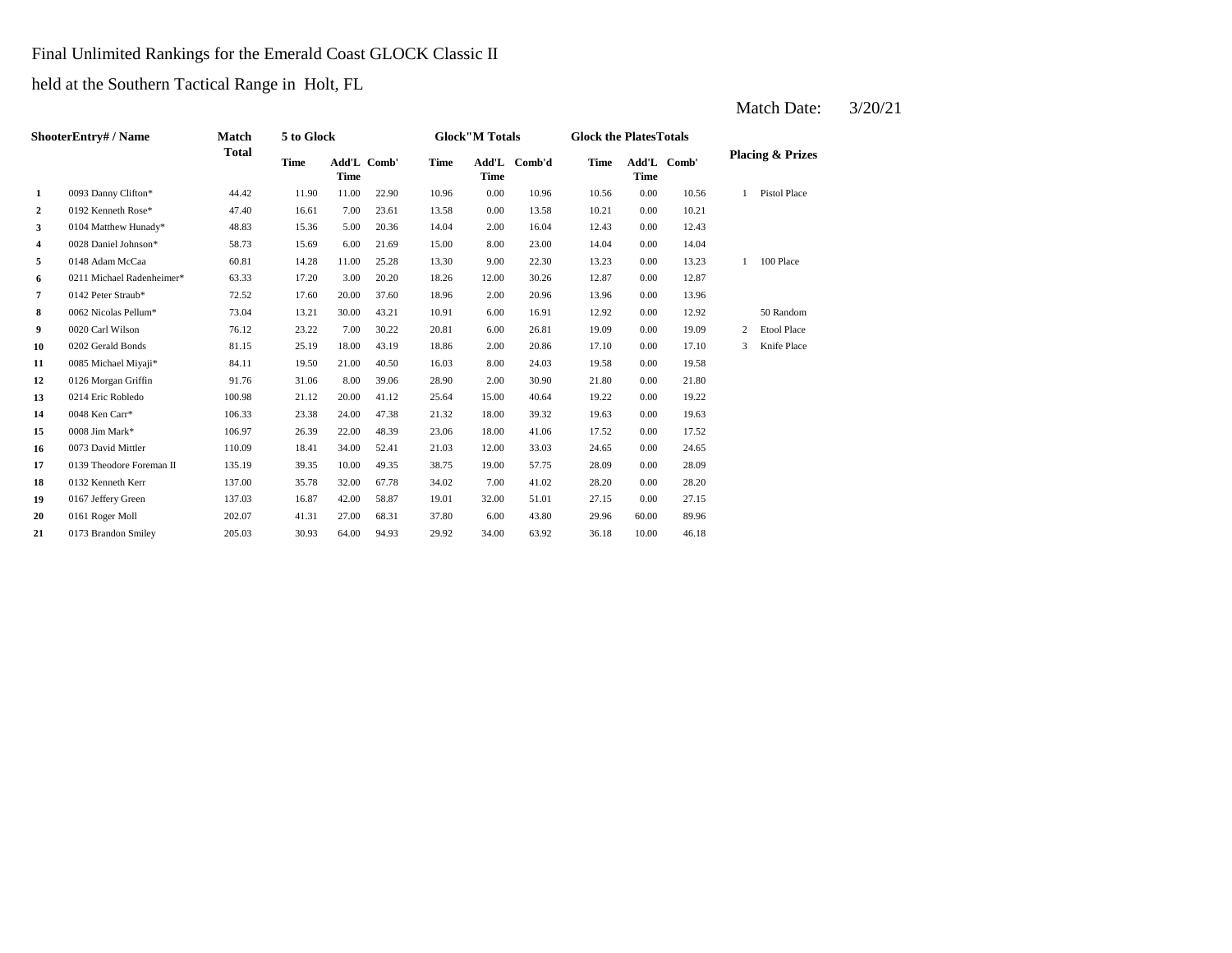Final Unlimited Rankings for the Emerald Coast GLOCK Classic II

held at the Southern Tactical Range in Holt, FL

Match Date: 3/20/21

| | ShooterEntry# / Name | Match Total | 5 to Glock | | | Glock"M Totals | | | Glock the PlatesTotals | | | Placing & Prizes | |
|---|---|---|---|---|---|---|---|---|---|---|---|---|---|
| | | | Time | Add'L Time | Comb' | Time | Add'L Time | Comb'd | Time | Add'L Time | Comb' | | |
| 1 | 0093 Danny Clifton* | 44.42 | 11.90 | 11.00 | 22.90 | 10.96 | 0.00 | 10.96 | 10.56 | 0.00 | 10.56 | 1 | Pistol Place |
| 2 | 0192 Kenneth Rose* | 47.40 | 16.61 | 7.00 | 23.61 | 13.58 | 0.00 | 13.58 | 10.21 | 0.00 | 10.21 | | |
| 3 | 0104 Matthew Hunady* | 48.83 | 15.36 | 5.00 | 20.36 | 14.04 | 2.00 | 16.04 | 12.43 | 0.00 | 12.43 | | |
| 4 | 0028 Daniel Johnson* | 58.73 | 15.69 | 6.00 | 21.69 | 15.00 | 8.00 | 23.00 | 14.04 | 0.00 | 14.04 | | |
| 5 | 0148 Adam McCaa | 60.81 | 14.28 | 11.00 | 25.28 | 13.30 | 9.00 | 22.30 | 13.23 | 0.00 | 13.23 | 1 | 100 Place |
| 6 | 0211 Michael Radenheimer* | 63.33 | 17.20 | 3.00 | 20.20 | 18.26 | 12.00 | 30.26 | 12.87 | 0.00 | 12.87 | | |
| 7 | 0142 Peter Straub* | 72.52 | 17.60 | 20.00 | 37.60 | 18.96 | 2.00 | 20.96 | 13.96 | 0.00 | 13.96 | | |
| 8 | 0062 Nicolas Pellum* | 73.04 | 13.21 | 30.00 | 43.21 | 10.91 | 6.00 | 16.91 | 12.92 | 0.00 | 12.92 | | 50 Random |
| 9 | 0020 Carl Wilson | 76.12 | 23.22 | 7.00 | 30.22 | 20.81 | 6.00 | 26.81 | 19.09 | 0.00 | 19.09 | 2 | Etool Place |
| 10 | 0202 Gerald Bonds | 81.15 | 25.19 | 18.00 | 43.19 | 18.86 | 2.00 | 20.86 | 17.10 | 0.00 | 17.10 | 3 | Knife Place |
| 11 | 0085 Michael Miyaji* | 84.11 | 19.50 | 21.00 | 40.50 | 16.03 | 8.00 | 24.03 | 19.58 | 0.00 | 19.58 | | |
| 12 | 0126 Morgan Griffin | 91.76 | 31.06 | 8.00 | 39.06 | 28.90 | 2.00 | 30.90 | 21.80 | 0.00 | 21.80 | | |
| 13 | 0214 Eric Robledo | 100.98 | 21.12 | 20.00 | 41.12 | 25.64 | 15.00 | 40.64 | 19.22 | 0.00 | 19.22 | | |
| 14 | 0048 Ken Carr* | 106.33 | 23.38 | 24.00 | 47.38 | 21.32 | 18.00 | 39.32 | 19.63 | 0.00 | 19.63 | | |
| 15 | 0008 Jim Mark* | 106.97 | 26.39 | 22.00 | 48.39 | 23.06 | 18.00 | 41.06 | 17.52 | 0.00 | 17.52 | | |
| 16 | 0073 David Mittler | 110.09 | 18.41 | 34.00 | 52.41 | 21.03 | 12.00 | 33.03 | 24.65 | 0.00 | 24.65 | | |
| 17 | 0139 Theodore Foreman II | 135.19 | 39.35 | 10.00 | 49.35 | 38.75 | 19.00 | 57.75 | 28.09 | 0.00 | 28.09 | | |
| 18 | 0132 Kenneth Kerr | 137.00 | 35.78 | 32.00 | 67.78 | 34.02 | 7.00 | 41.02 | 28.20 | 0.00 | 28.20 | | |
| 19 | 0167 Jeffery Green | 137.03 | 16.87 | 42.00 | 58.87 | 19.01 | 32.00 | 51.01 | 27.15 | 0.00 | 27.15 | | |
| 20 | 0161 Roger Moll | 202.07 | 41.31 | 27.00 | 68.31 | 37.80 | 6.00 | 43.80 | 29.96 | 60.00 | 89.96 | | |
| 21 | 0173 Brandon Smiley | 205.03 | 30.93 | 64.00 | 94.93 | 29.92 | 34.00 | 63.92 | 36.18 | 10.00 | 46.18 | | |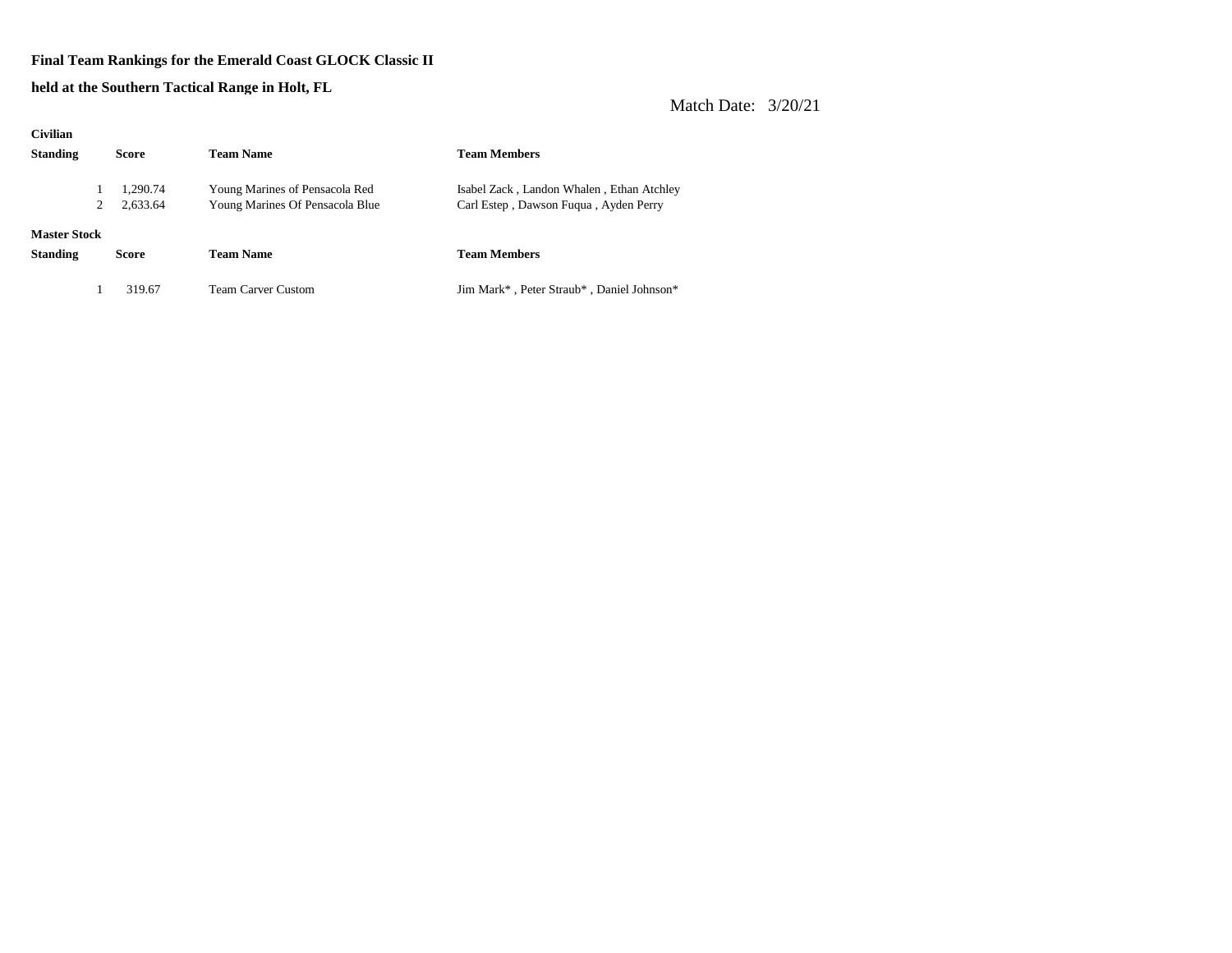**Final Team Rankings for the Emerald Coast GLOCK Classic II**

**held at the Southern Tactical Range in Holt, FL**

Match Date: 3/20/21

**Civilian**

| **Standing** | **Score** | **Team Name** | **Team Members** |
|---|---|---|---|
| 1 | 1,290.74 | Young Marines of Pensacola Red | Isabel Zack , Landon Whalen , Ethan Atchley |
| 2 | 2,633.64 | Young Marines Of Pensacola Blue | Carl Estep , Dawson Fuqua , Ayden Perry |

**Master Stock**

| **Standing** | **Score** | **Team Name** | **Team Members** |
|---|---|---|---|
| 1 | 319.67 | Team Carver Custom | Jim Mark* , Peter Straub* , Daniel Johnson* |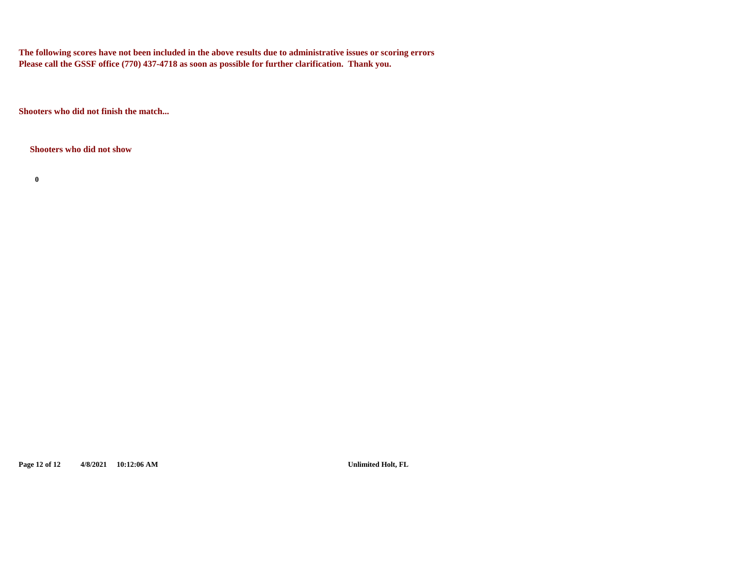**The following scores have not been included in the above results due to administrative issues or scoring errors**
**Please call the GSSF office (770) 437-4718 as soon as possible for further clarification. Thank you.**

**Shooters who did not finish the match...**

**Shooters who did not show**

**0**